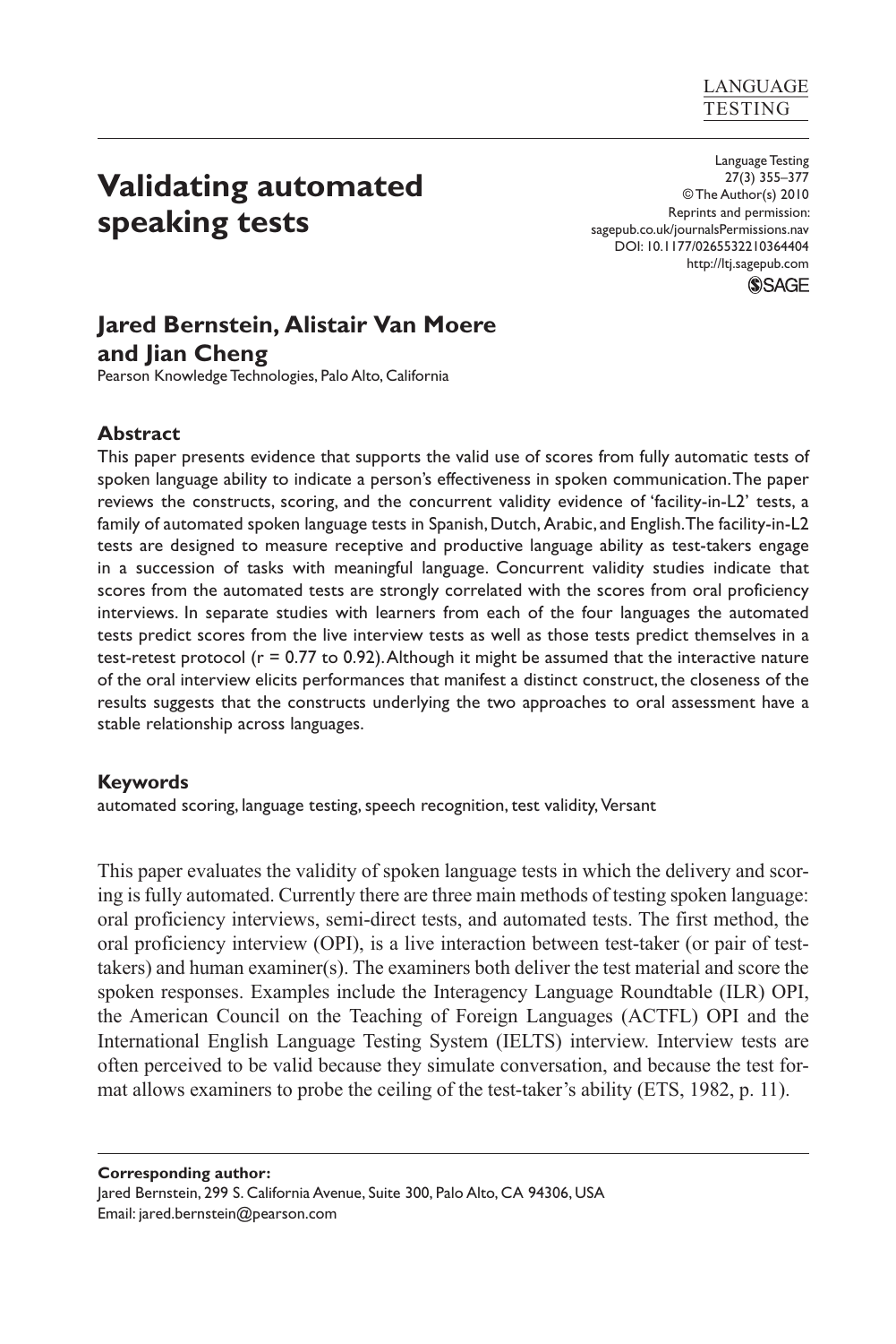# Validating automated speaking tests

**Jared Bernstein, Alistair Van Moere and Jian Cheng**
Pearson Knowledge Technologies, Palo Alto, California

Language Testing
27(3) 355–377
© The Author(s) 2010
Reprints and permission: sagepub.co.uk/journalsPermissions.nav
DOI: 10.1177/0265532210364404
http://ltj.sagepub.com

## Abstract

This paper presents evidence that supports the valid use of scores from fully automatic tests of spoken language ability to indicate a person's effectiveness in spoken communication. The paper reviews the constructs, scoring, and the concurrent validity evidence of 'facility-in-L2' tests, a family of automated spoken language tests in Spanish, Dutch, Arabic, and English. The facility-in-L2 tests are designed to measure receptive and productive language ability as test-takers engage in a succession of tasks with meaningful language. Concurrent validity studies indicate that scores from the automated tests are strongly correlated with the scores from oral proficiency interviews. In separate studies with learners from each of the four languages the automated tests predict scores from the live interview tests as well as those tests predict themselves in a test-retest protocol ($r = 0.77$ to $0.92$). Although it might be assumed that the interactive nature of the oral interview elicits performances that manifest a distinct construct, the closeness of the results suggests that the constructs underlying the two approaches to oral assessment have a stable relationship across languages.

## Keywords

automated scoring, language testing, speech recognition, test validity, Versant

This paper evaluates the validity of spoken language tests in which the delivery and scoring is fully automated. Currently there are three main methods of testing spoken language: oral proficiency interviews, semi-direct tests, and automated tests. The first method, the oral proficiency interview (OPI), is a live interaction between test-taker (or pair of test-takers) and human examiner(s). The examiners both deliver the test material and score the spoken responses. Examples include the Interagency Language Roundtable (ILR) OPI, the American Council on the Teaching of Foreign Languages (ACTFL) OPI and the International English Language Testing System (IELTS) interview. Interview tests are often perceived to be valid because they simulate conversation, and because the test format allows examiners to probe the ceiling of the test-taker's ability (ETS, 1982, p. 11).

**Corresponding author:**
Jared Bernstein, 299 S. California Avenue, Suite 300, Palo Alto, CA 94306, USA
Email: jared.bernstein@pearson.com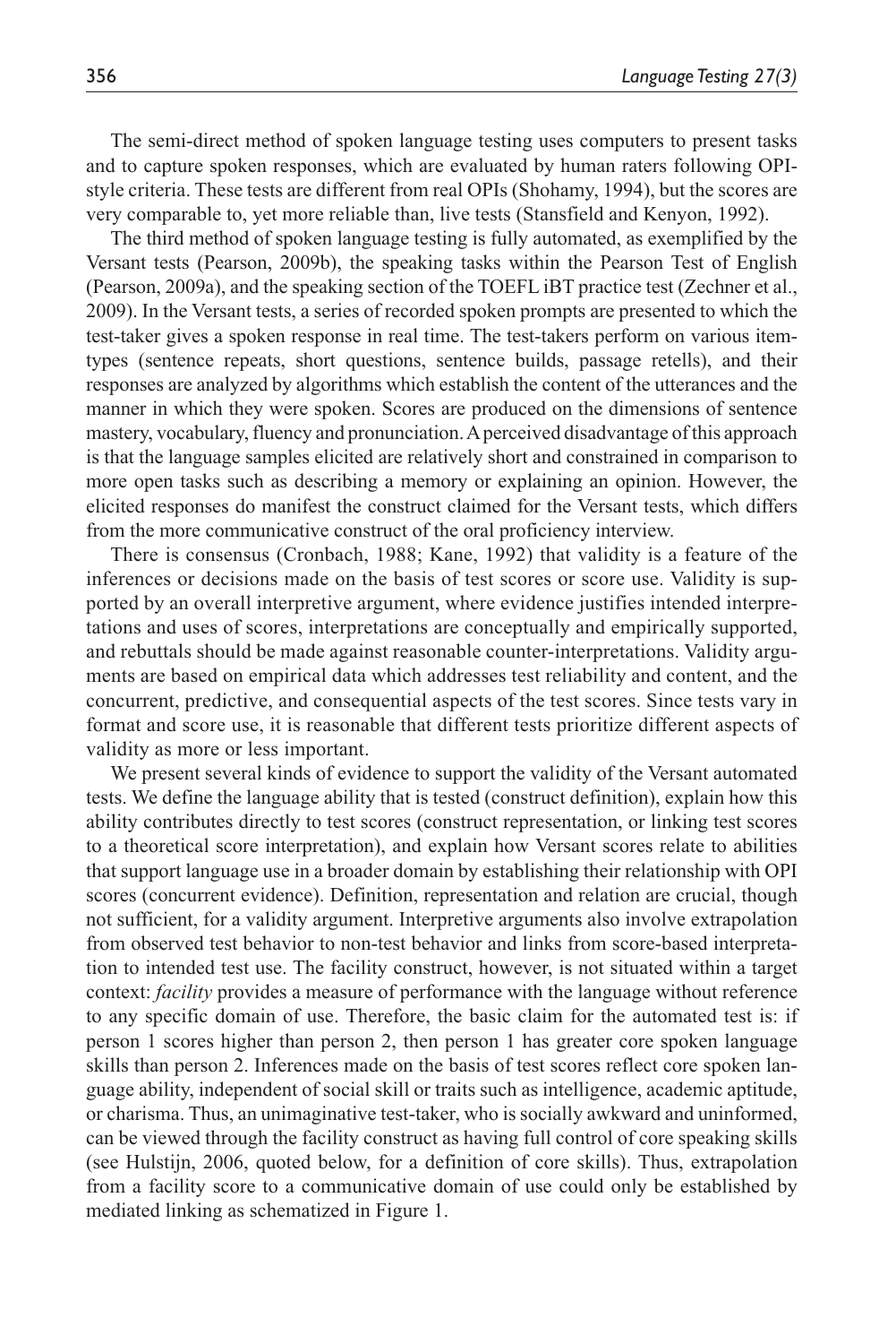The semi-direct method of spoken language testing uses computers to present tasks and to capture spoken responses, which are evaluated by human raters following OPI-style criteria. These tests are different from real OPIs (Shohamy, 1994), but the scores are very comparable to, yet more reliable than, live tests (Stansfield and Kenyon, 1992).

The third method of spoken language testing is fully automated, as exemplified by the Versant tests (Pearson, 2009b), the speaking tasks within the Pearson Test of English (Pearson, 2009a), and the speaking section of the TOEFL iBT practice test (Zechner et al., 2009). In the Versant tests, a series of recorded spoken prompts are presented to which the test-taker gives a spoken response in real time. The test-takers perform on various item-types (sentence repeats, short questions, sentence builds, passage retells), and their responses are analyzed by algorithms which establish the content of the utterances and the manner in which they were spoken. Scores are produced on the dimensions of sentence mastery, vocabulary, fluency and pronunciation. A perceived disadvantage of this approach is that the language samples elicited are relatively short and constrained in comparison to more open tasks such as describing a memory or explaining an opinion. However, the elicited responses do manifest the construct claimed for the Versant tests, which differs from the more communicative construct of the oral proficiency interview.

There is consensus (Cronbach, 1988; Kane, 1992) that validity is a feature of the inferences or decisions made on the basis of test scores or score use. Validity is supported by an overall interpretive argument, where evidence justifies intended interpretations and uses of scores, interpretations are conceptually and empirically supported, and rebuttals should be made against reasonable counter-interpretations. Validity arguments are based on empirical data which addresses test reliability and content, and the concurrent, predictive, and consequential aspects of the test scores. Since tests vary in format and score use, it is reasonable that different tests prioritize different aspects of validity as more or less important.

We present several kinds of evidence to support the validity of the Versant automated tests. We define the language ability that is tested (construct definition), explain how this ability contributes directly to test scores (construct representation, or linking test scores to a theoretical score interpretation), and explain how Versant scores relate to abilities that support language use in a broader domain by establishing their relationship with OPI scores (concurrent evidence). Definition, representation and relation are crucial, though not sufficient, for a validity argument. Interpretive arguments also involve extrapolation from observed test behavior to non-test behavior and links from score-based interpretation to intended test use. The facility construct, however, is not situated within a target context: *facility* provides a measure of performance with the language without reference to any specific domain of use. Therefore, the basic claim for the automated test is: if person 1 scores higher than person 2, then person 1 has greater core spoken language skills than person 2. Inferences made on the basis of test scores reflect core spoken language ability, independent of social skill or traits such as intelligence, academic aptitude, or charisma. Thus, an unimaginative test-taker, who is socially awkward and uninformed, can be viewed through the facility construct as having full control of core speaking skills (see Hulstijn, 2006, quoted below, for a definition of core skills). Thus, extrapolation from a facility score to a communicative domain of use could only be established by mediated linking as schematized in Figure 1.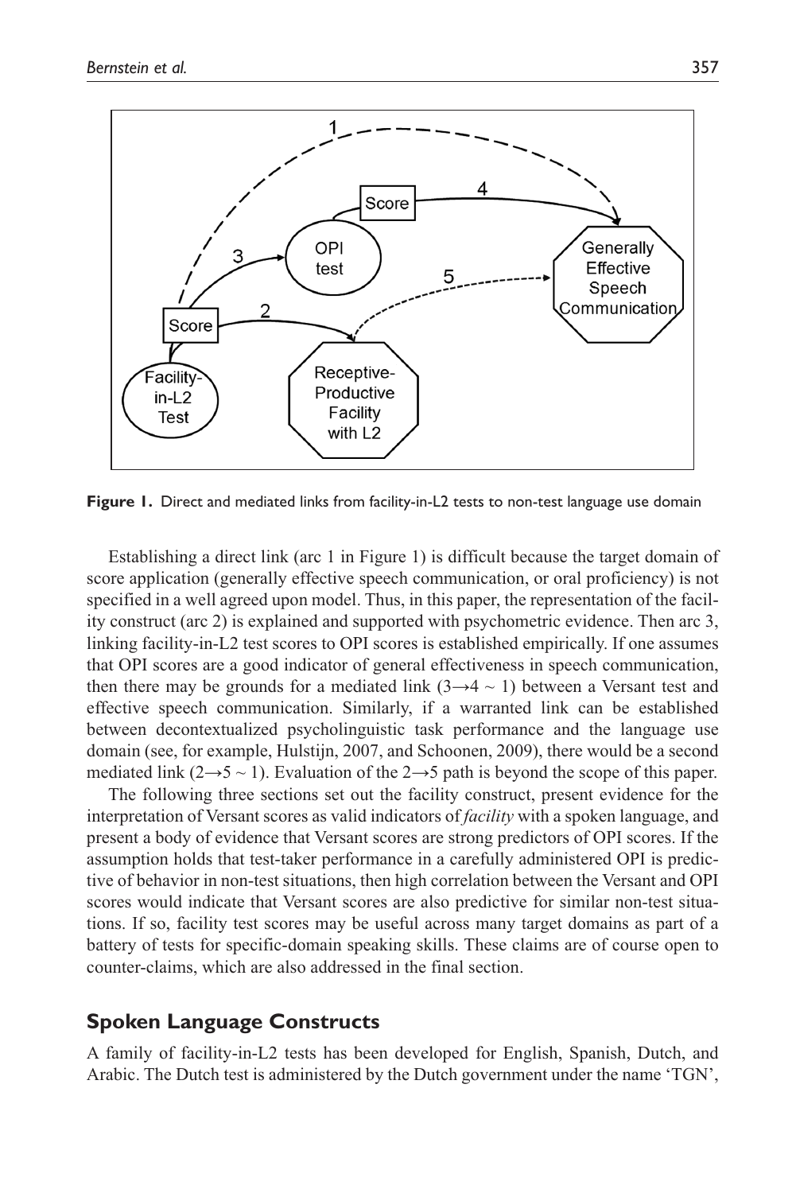**Figure 1.** Direct and mediated links from facility-in-L2 tests to non-test language use domain

Establishing a direct link (arc 1 in Figure 1) is difficult because the target domain of score application (generally effective speech communication, or oral proficiency) is not specified in a well agreed upon model. Thus, in this paper, the representation of the facility construct (arc 2) is explained and supported with psychometric evidence. Then arc 3, linking facility-in-L2 test scores to OPI scores is established empirically. If one assumes that OPI scores are a good indicator of general effectiveness in speech communication, then there may be grounds for a mediated link ($3\rightarrow4 \sim 1$) between a Versant test and effective speech communication. Similarly, if a warranted link can be established between decontextualized psycholinguistic task performance and the language use domain (see, for example, Hulstijn, 2007, and Schoonen, 2009), there would be a second mediated link ($2\rightarrow5 \sim 1$). Evaluation of the $2\rightarrow5$ path is beyond the scope of this paper.

The following three sections set out the facility construct, present evidence for the interpretation of Versant scores as valid indicators of *facility* with a spoken language, and present a body of evidence that Versant scores are strong predictors of OPI scores. If the assumption holds that test-taker performance in a carefully administered OPI is predictive of behavior in non-test situations, then high correlation between the Versant and OPI scores would indicate that Versant scores are also predictive for similar non-test situations. If so, facility test scores may be useful across many target domains as part of a battery of tests for specific-domain speaking skills. These claims are of course open to counter-claims, which are also addressed in the final section.

## Spoken Language Constructs

A family of facility-in-L2 tests has been developed for English, Spanish, Dutch, and Arabic. The Dutch test is administered by the Dutch government under the name 'TGN',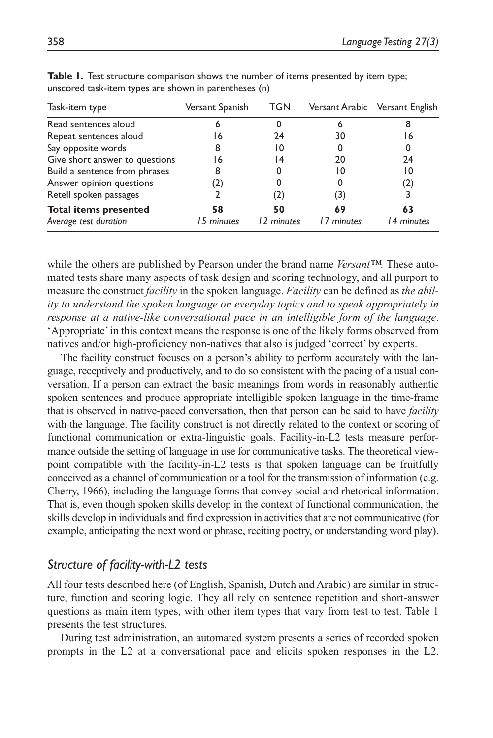**Table 1.** Test structure comparison shows the number of items presented by item type; unscored task-item types are shown in parentheses (n)

| Task-item type | Versant Spanish | TGN | Versant Arabic | Versant English |
|---|---|---|---|---|
| Read sentences aloud | 6 | 0 | 6 | 8 |
| Repeat sentences aloud | 16 | 24 | 30 | 16 |
| Say opposite words | 8 | 10 | 0 | 0 |
| Give short answer to questions | 16 | 14 | 20 | 24 |
| Build a sentence from phrases | 8 | 0 | 10 | 10 |
| Answer opinion questions | (2) | 0 | 0 | (2) |
| Retell spoken passages | 2 | (2) | (3) | 3 |
| **Total items presented** | **58** | **50** | **69** | **63** |
| *Average test duration* | *15 minutes* | *12 minutes* | *17 minutes* | *14 minutes* |

while the others are published by Pearson under the brand name *Versant™.* These automated tests share many aspects of task design and scoring technology, and all purport to measure the construct *facility* in the spoken language. *Facility* can be defined as *the ability to understand the spoken language on everyday topics and to speak appropriately in response at a native-like conversational pace in an intelligible form of the language*. 'Appropriate' in this context means the response is one of the likely forms observed from natives and/or high-proficiency non-natives that also is judged 'correct' by experts.

The facility construct focuses on a person's ability to perform accurately with the language, receptively and productively, and to do so consistent with the pacing of a usual conversation. If a person can extract the basic meanings from words in reasonably authentic spoken sentences and produce appropriate intelligible spoken language in the time-frame that is observed in native-paced conversation, then that person can be said to have *facility* with the language. The facility construct is not directly related to the context or scoring of functional communication or extra-linguistic goals. Facility-in-L2 tests measure performance outside the setting of language in use for communicative tasks. The theoretical viewpoint compatible with the facility-in-L2 tests is that spoken language can be fruitfully conceived as a channel of communication or a tool for the transmission of information (e.g. Cherry, 1966), including the language forms that convey social and rhetorical information. That is, even though spoken skills develop in the context of functional communication, the skills develop in individuals and find expression in activities that are not communicative (for example, anticipating the next word or phrase, reciting poetry, or understanding word play).

### *Structure of facility-with-L2 tests*

All four tests described here (of English, Spanish, Dutch and Arabic) are similar in structure, function and scoring logic. They all rely on sentence repetition and short-answer questions as main item types, with other item types that vary from test to test. Table 1 presents the test structures.

During test administration, an automated system presents a series of recorded spoken prompts in the L2 at a conversational pace and elicits spoken responses in the L2.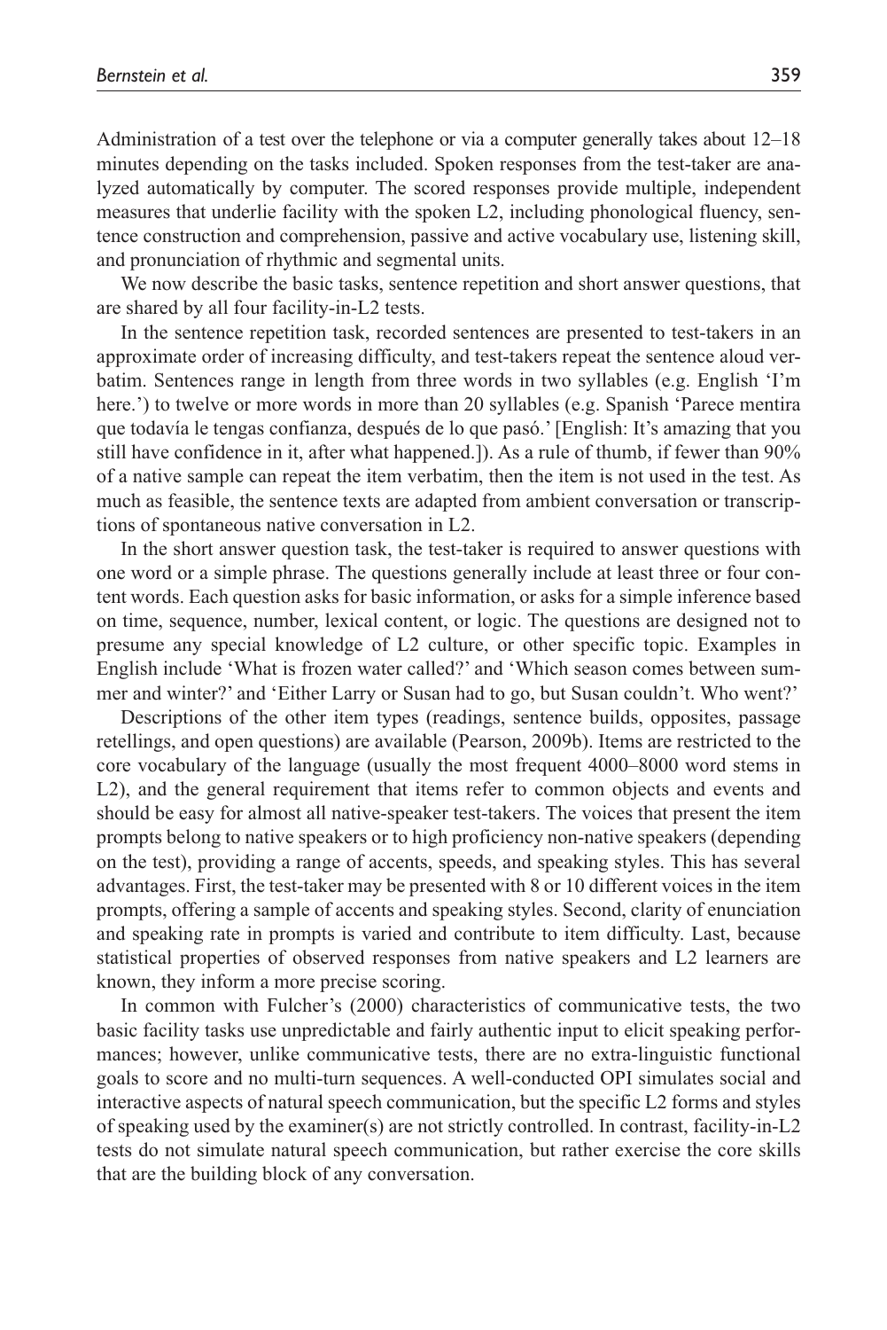Administration of a test over the telephone or via a computer generally takes about 12–18 minutes depending on the tasks included. Spoken responses from the test-taker are analyzed automatically by computer. The scored responses provide multiple, independent measures that underlie facility with the spoken L2, including phonological fluency, sentence construction and comprehension, passive and active vocabulary use, listening skill, and pronunciation of rhythmic and segmental units.

We now describe the basic tasks, sentence repetition and short answer questions, that are shared by all four facility-in-L2 tests.

In the sentence repetition task, recorded sentences are presented to test-takers in an approximate order of increasing difficulty, and test-takers repeat the sentence aloud verbatim. Sentences range in length from three words in two syllables (e.g. English 'I'm here.') to twelve or more words in more than 20 syllables (e.g. Spanish 'Parece mentira que todavía le tengas confianza, después de lo que pasó.' [English: It's amazing that you still have confidence in it, after what happened.]). As a rule of thumb, if fewer than 90% of a native sample can repeat the item verbatim, then the item is not used in the test. As much as feasible, the sentence texts are adapted from ambient conversation or transcriptions of spontaneous native conversation in L2.

In the short answer question task, the test-taker is required to answer questions with one word or a simple phrase. The questions generally include at least three or four content words. Each question asks for basic information, or asks for a simple inference based on time, sequence, number, lexical content, or logic. The questions are designed not to presume any special knowledge of L2 culture, or other specific topic. Examples in English include 'What is frozen water called?' and 'Which season comes between summer and winter?' and 'Either Larry or Susan had to go, but Susan couldn't. Who went?'

Descriptions of the other item types (readings, sentence builds, opposites, passage retellings, and open questions) are available (Pearson, 2009b). Items are restricted to the core vocabulary of the language (usually the most frequent 4000–8000 word stems in L2), and the general requirement that items refer to common objects and events and should be easy for almost all native-speaker test-takers. The voices that present the item prompts belong to native speakers or to high proficiency non-native speakers (depending on the test), providing a range of accents, speeds, and speaking styles. This has several advantages. First, the test-taker may be presented with 8 or 10 different voices in the item prompts, offering a sample of accents and speaking styles. Second, clarity of enunciation and speaking rate in prompts is varied and contribute to item difficulty. Last, because statistical properties of observed responses from native speakers and L2 learners are known, they inform a more precise scoring.

In common with Fulcher's (2000) characteristics of communicative tests, the two basic facility tasks use unpredictable and fairly authentic input to elicit speaking performances; however, unlike communicative tests, there are no extra-linguistic functional goals to score and no multi-turn sequences. A well-conducted OPI simulates social and interactive aspects of natural speech communication, but the specific L2 forms and styles of speaking used by the examiner(s) are not strictly controlled. In contrast, facility-in-L2 tests do not simulate natural speech communication, but rather exercise the core skills that are the building block of any conversation.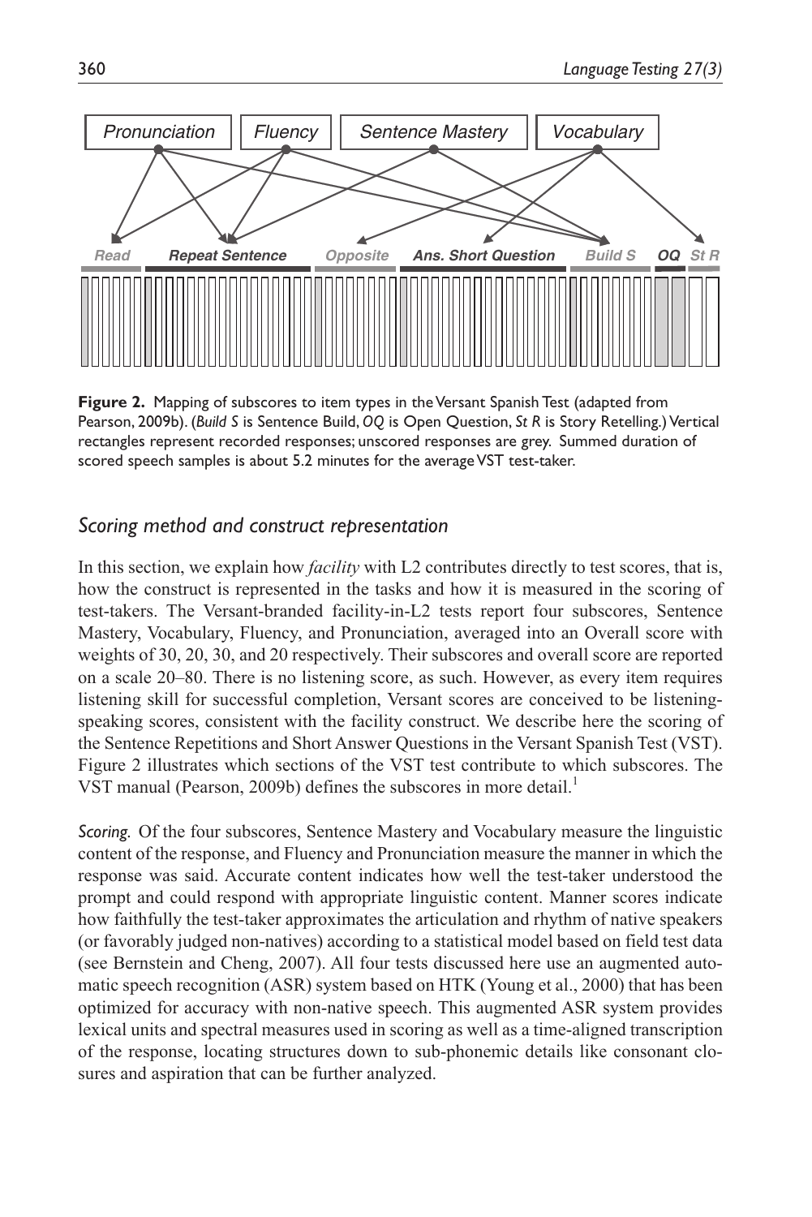**Figure 2.** Mapping of subscores to item types in the Versant Spanish Test (adapted from Pearson, 2009b). (*Build S* is Sentence Build, *OQ* is Open Question, *St R* is Story Retelling.) Vertical rectangles represent recorded responses; unscored responses are grey. Summed duration of scored speech samples is about 5.2 minutes for the average VST test-taker.

## *Scoring method and construct representation*

In this section, we explain how *facility* with L2 contributes directly to test scores, that is, how the construct is represented in the tasks and how it is measured in the scoring of test-takers. The Versant-branded facility-in-L2 tests report four subscores, Sentence Mastery, Vocabulary, Fluency, and Pronunciation, averaged into an Overall score with weights of 30, 20, 30, and 20 respectively. Their subscores and overall score are reported on a scale 20–80. There is no listening score, as such. However, as every item requires listening skill for successful completion, Versant scores are conceived to be listening-speaking scores, consistent with the facility construct. We describe here the scoring of the Sentence Repetitions and Short Answer Questions in the Versant Spanish Test (VST). Figure 2 illustrates which sections of the VST test contribute to which subscores. The VST manual (Pearson, 2009b) defines the subscores in more detail.[1]

*Scoring.* Of the four subscores, Sentence Mastery and Vocabulary measure the linguistic content of the response, and Fluency and Pronunciation measure the manner in which the response was said. Accurate content indicates how well the test-taker understood the prompt and could respond with appropriate linguistic content. Manner scores indicate how faithfully the test-taker approximates the articulation and rhythm of native speakers (or favorably judged non-natives) according to a statistical model based on field test data (see Bernstein and Cheng, 2007). All four tests discussed here use an augmented automatic speech recognition (ASR) system based on HTK (Young et al., 2000) that has been optimized for accuracy with non-native speech. This augmented ASR system provides lexical units and spectral measures used in scoring as well as a time-aligned transcription of the response, locating structures down to sub-phonemic details like consonant closures and aspiration that can be further analyzed.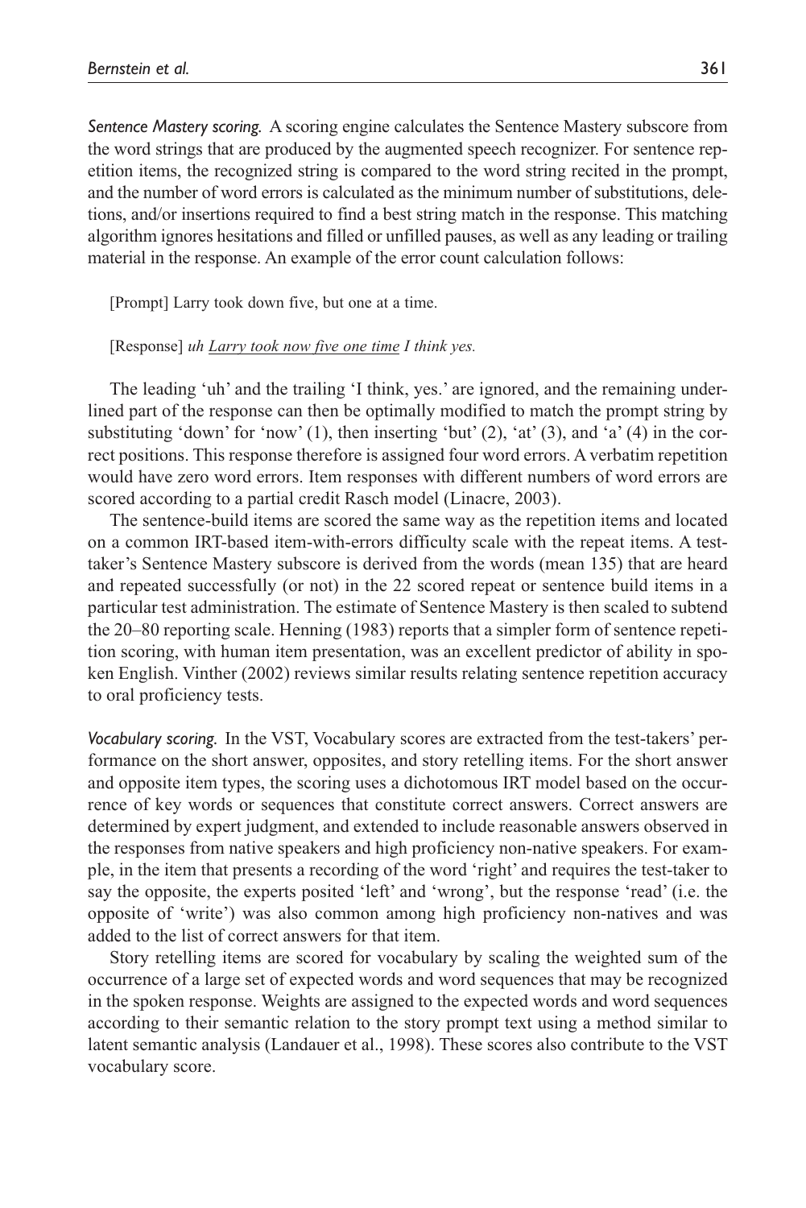*Sentence Mastery scoring.* A scoring engine calculates the Sentence Mastery subscore from the word strings that are produced by the augmented speech recognizer. For sentence repetition items, the recognized string is compared to the word string recited in the prompt, and the number of word errors is calculated as the minimum number of substitutions, deletions, and/or insertions required to find a best string match in the response. This matching algorithm ignores hesitations and filled or unfilled pauses, as well as any leading or trailing material in the response. An example of the error count calculation follows:

> [Prompt] Larry took down five, but one at a time.
>
> [Response] *uh <u>Larry took now five one time</u> I think yes.*

The leading 'uh' and the trailing 'I think, yes.' are ignored, and the remaining underlined part of the response can then be optimally modified to match the prompt string by substituting 'down' for 'now' (1), then inserting 'but' (2), 'at' (3), and 'a' (4) in the correct positions. This response therefore is assigned four word errors. A verbatim repetition would have zero word errors. Item responses with different numbers of word errors are scored according to a partial credit Rasch model (Linacre, 2003).

The sentence-build items are scored the same way as the repetition items and located on a common IRT-based item-with-errors difficulty scale with the repeat items. A test-taker's Sentence Mastery subscore is derived from the words (mean 135) that are heard and repeated successfully (or not) in the 22 scored repeat or sentence build items in a particular test administration. The estimate of Sentence Mastery is then scaled to subtend the 20–80 reporting scale. Henning (1983) reports that a simpler form of sentence repetition scoring, with human item presentation, was an excellent predictor of ability in spoken English. Vinther (2002) reviews similar results relating sentence repetition accuracy to oral proficiency tests.

*Vocabulary scoring.* In the VST, Vocabulary scores are extracted from the test-takers' performance on the short answer, opposites, and story retelling items. For the short answer and opposite item types, the scoring uses a dichotomous IRT model based on the occurrence of key words or sequences that constitute correct answers. Correct answers are determined by expert judgment, and extended to include reasonable answers observed in the responses from native speakers and high proficiency non-native speakers. For example, in the item that presents a recording of the word 'right' and requires the test-taker to say the opposite, the experts posited 'left' and 'wrong', but the response 'read' (i.e. the opposite of 'write') was also common among high proficiency non-natives and was added to the list of correct answers for that item.

Story retelling items are scored for vocabulary by scaling the weighted sum of the occurrence of a large set of expected words and word sequences that may be recognized in the spoken response. Weights are assigned to the expected words and word sequences according to their semantic relation to the story prompt text using a method similar to latent semantic analysis (Landauer et al., 1998). These scores also contribute to the VST vocabulary score.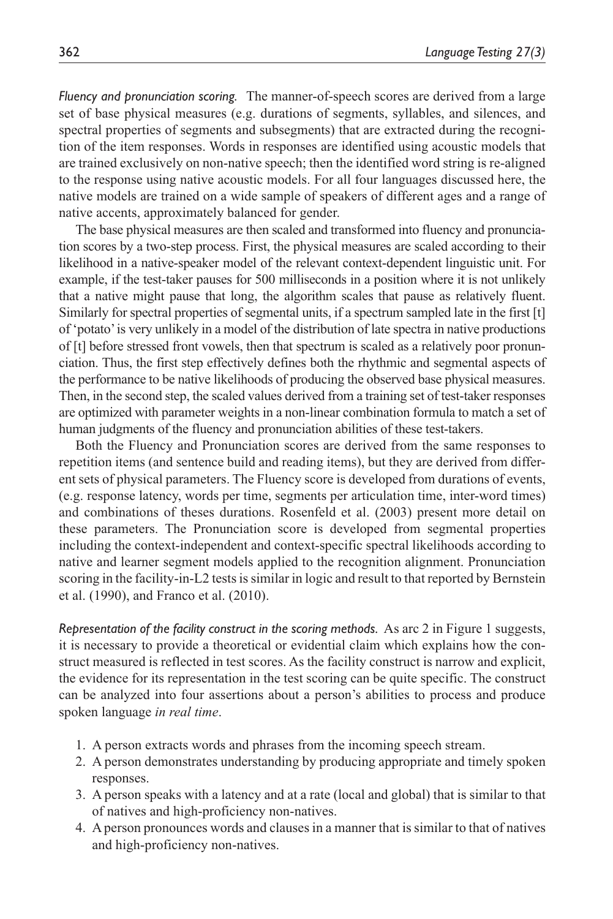*Fluency and pronunciation scoring.* The manner-of-speech scores are derived from a large set of base physical measures (e.g. durations of segments, syllables, and silences, and spectral properties of segments and subsegments) that are extracted during the recognition of the item responses. Words in responses are identified using acoustic models that are trained exclusively on non-native speech; then the identified word string is re-aligned to the response using native acoustic models. For all four languages discussed here, the native models are trained on a wide sample of speakers of different ages and a range of native accents, approximately balanced for gender.

The base physical measures are then scaled and transformed into fluency and pronunciation scores by a two-step process. First, the physical measures are scaled according to their likelihood in a native-speaker model of the relevant context-dependent linguistic unit. For example, if the test-taker pauses for 500 milliseconds in a position where it is not unlikely that a native might pause that long, the algorithm scales that pause as relatively fluent. Similarly for spectral properties of segmental units, if a spectrum sampled late in the first [t] of 'potato' is very unlikely in a model of the distribution of late spectra in native productions of [t] before stressed front vowels, then that spectrum is scaled as a relatively poor pronunciation. Thus, the first step effectively defines both the rhythmic and segmental aspects of the performance to be native likelihoods of producing the observed base physical measures. Then, in the second step, the scaled values derived from a training set of test-taker responses are optimized with parameter weights in a non-linear combination formula to match a set of human judgments of the fluency and pronunciation abilities of these test-takers.

Both the Fluency and Pronunciation scores are derived from the same responses to repetition items (and sentence build and reading items), but they are derived from different sets of physical parameters. The Fluency score is developed from durations of events, (e.g. response latency, words per time, segments per articulation time, inter-word times) and combinations of theses durations. Rosenfeld et al. (2003) present more detail on these parameters. The Pronunciation score is developed from segmental properties including the context-independent and context-specific spectral likelihoods according to native and learner segment models applied to the recognition alignment. Pronunciation scoring in the facility-in-L2 tests is similar in logic and result to that reported by Bernstein et al. (1990), and Franco et al. (2010).

*Representation of the facility construct in the scoring methods.* As arc 2 in Figure 1 suggests, it is necessary to provide a theoretical or evidential claim which explains how the construct measured is reflected in test scores. As the facility construct is narrow and explicit, the evidence for its representation in the test scoring can be quite specific. The construct can be analyzed into four assertions about a person's abilities to process and produce spoken language *in real time*.

1. A person extracts words and phrases from the incoming speech stream.
2. A person demonstrates understanding by producing appropriate and timely spoken responses.
3. A person speaks with a latency and at a rate (local and global) that is similar to that of natives and high-proficiency non-natives.
4. A person pronounces words and clauses in a manner that is similar to that of natives and high-proficiency non-natives.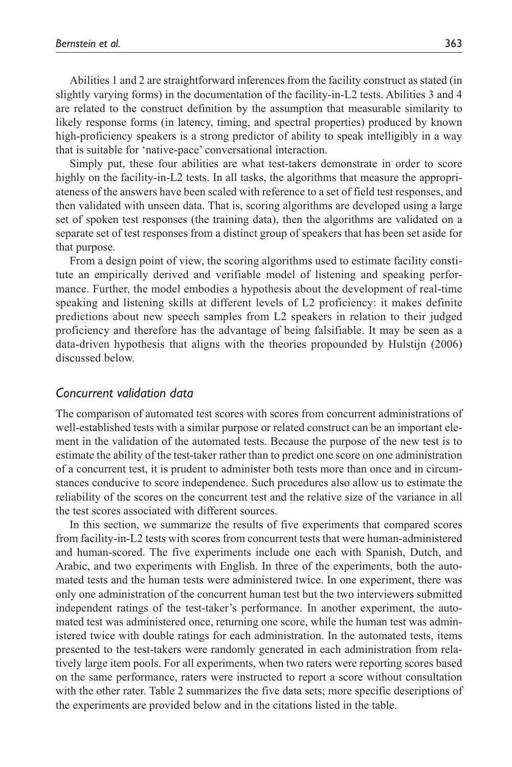Abilities 1 and 2 are straightforward inferences from the facility construct as stated (in slightly varying forms) in the documentation of the facility-in-L2 tests. Abilities 3 and 4 are related to the construct definition by the assumption that measurable similarity to likely response forms (in latency, timing, and spectral properties) produced by known high-proficiency speakers is a strong predictor of ability to speak intelligibly in a way that is suitable for 'native-pace' conversational interaction.

Simply put, these four abilities are what test-takers demonstrate in order to score highly on the facility-in-L2 tests. In all tasks, the algorithms that measure the appropriateness of the answers have been scaled with reference to a set of field test responses, and then validated with unseen data. That is, scoring algorithms are developed using a large set of spoken test responses (the training data), then the algorithms are validated on a separate set of test responses from a distinct group of speakers that has been set aside for that purpose.

From a design point of view, the scoring algorithms used to estimate facility constitute an empirically derived and verifiable model of listening and speaking performance. Further, the model embodies a hypothesis about the development of real-time speaking and listening skills at different levels of L2 proficiency: it makes definite predictions about new speech samples from L2 speakers in relation to their judged proficiency and therefore has the advantage of being falsifiable. It may be seen as a data-driven hypothesis that aligns with the theories propounded by Hulstijn (2006) discussed below.

## *Concurrent validation data*

The comparison of automated test scores with scores from concurrent administrations of well-established tests with a similar purpose or related construct can be an important element in the validation of the automated tests. Because the purpose of the new test is to estimate the ability of the test-taker rather than to predict one score on one administration of a concurrent test, it is prudent to administer both tests more than once and in circumstances conducive to score independence. Such procedures also allow us to estimate the reliability of the scores on the concurrent test and the relative size of the variance in all the test scores associated with different sources.

In this section, we summarize the results of five experiments that compared scores from facility-in-L2 tests with scores from concurrent tests that were human-administered and human-scored. The five experiments include one each with Spanish, Dutch, and Arabic, and two experiments with English. In three of the experiments, both the automated tests and the human tests were administered twice. In one experiment, there was only one administration of the concurrent human test but the two interviewers submitted independent ratings of the test-taker's performance. In another experiment, the automated test was administered once, returning one score, while the human test was administered twice with double ratings for each administration. In the automated tests, items presented to the test-takers were randomly generated in each administration from relatively large item pools. For all experiments, when two raters were reporting scores based on the same performance, raters were instructed to report a score without consultation with the other rater. Table 2 summarizes the five data sets; more specific descriptions of the experiments are provided below and in the citations listed in the table.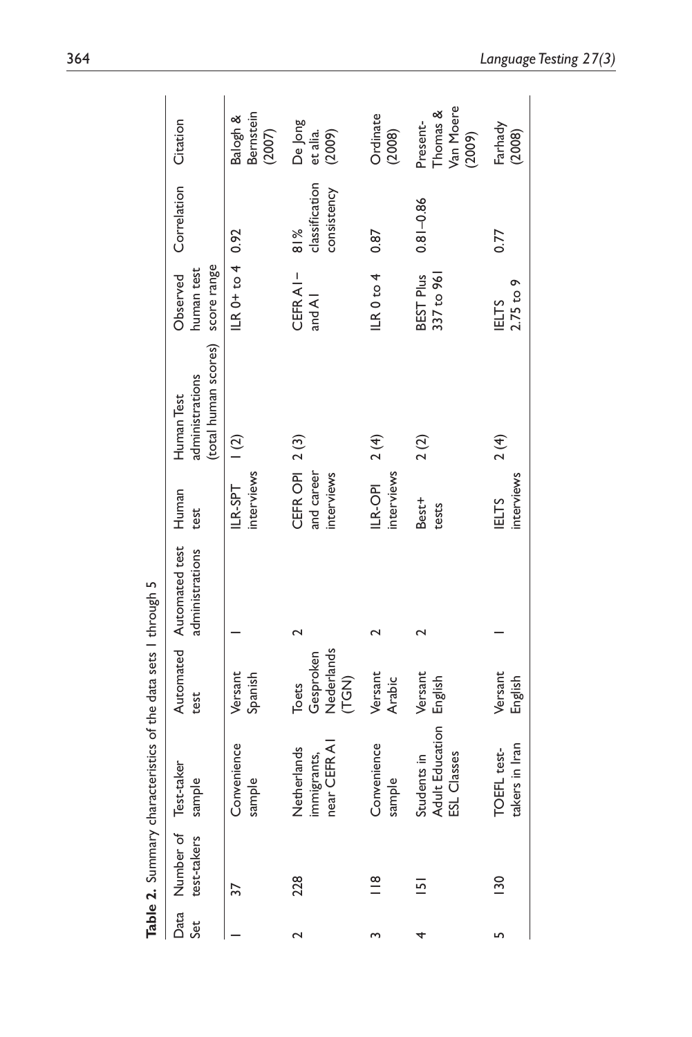**Table 2.** Summary characteristics of the data sets 1 through 5

| Data Set | Number of test-takers | Test-taker sample | Automated test | Automated test administrations | Human test | Human Test administrations (total human scores) | Observed human test score range | Correlation | Citation |
|---|---|---|---|---|---|---|---|---|---|
| 1 | 37 | Convenience sample | Versant Spanish | 1 | ILR-SPT interviews | 1 (2) | ILR 0+ to 4 | 0.92 | Balogh & Bernstein (2007) |
| 2 | 228 | Netherlands immigrants, near CEFR A1 | Toets Gesproken Nederlands (TGN) | 2 | CEFR OPI and career interviews | 2 (3) | CEFR A1– and A1 | 81% classification consistency | De Jong et alia. (2009) |
| 3 | 118 | Convenience sample | Versant Arabic | 2 | ILR-OPI interviews | 2 (4) | ILR 0 to 4 | 0.87 | Ordinate (2008) |
| 4 | 151 | Students in Adult Education ESL Classes | Versant English | 2 | Best+ tests | 2 (2) | BEST Plus 337 to 961 | 0.81–0.86 | Present-Thomas & Van Moere (2009) |
| 5 | 130 | TOEFL test-takers in Iran | Versant English | 1 | IELTS interviews | 2 (4) | IELTS 2.75 to 9 | 0.77 | Farhady (2008) |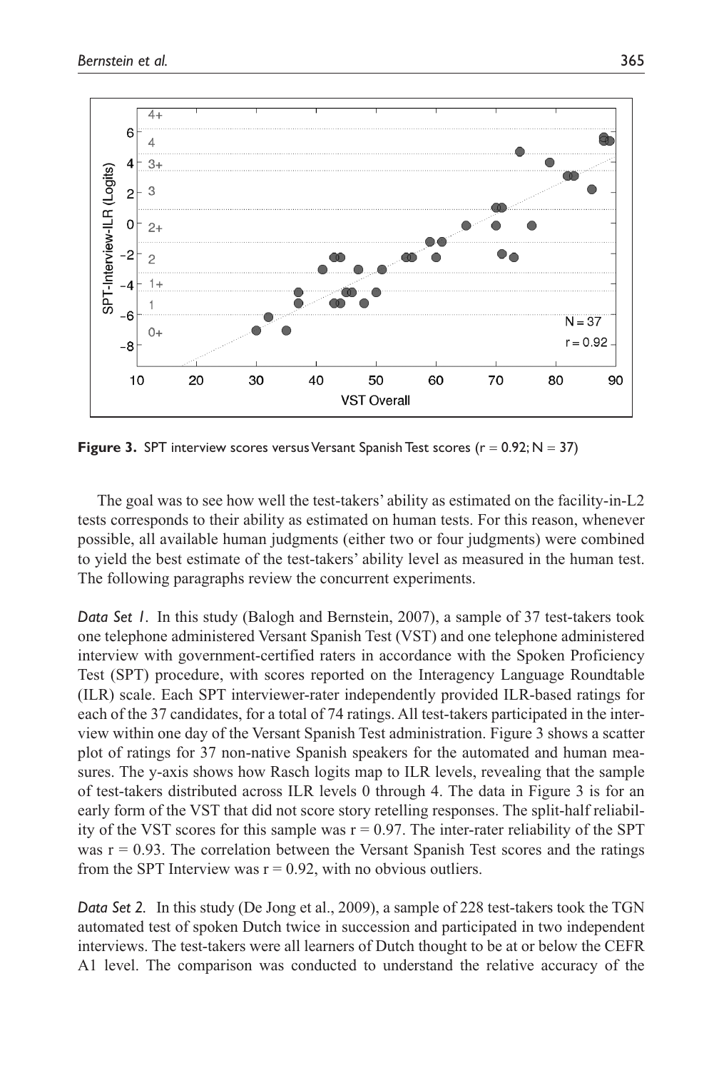**Figure 3.** SPT interview scores versus Versant Spanish Test scores ($r = 0.92$; $N = 37$)

The goal was to see how well the test-takers' ability as estimated on the facility-in-L2 tests corresponds to their ability as estimated on human tests. For this reason, whenever possible, all available human judgments (either two or four judgments) were combined to yield the best estimate of the test-takers' ability level as measured in the human test. The following paragraphs review the concurrent experiments.

*Data Set 1.* In this study (Balogh and Bernstein, 2007), a sample of 37 test-takers took one telephone administered Versant Spanish Test (VST) and one telephone administered interview with government-certified raters in accordance with the Spoken Proficiency Test (SPT) procedure, with scores reported on the Interagency Language Roundtable (ILR) scale. Each SPT interviewer-rater independently provided ILR-based ratings for each of the 37 candidates, for a total of 74 ratings. All test-takers participated in the interview within one day of the Versant Spanish Test administration. Figure 3 shows a scatter plot of ratings for 37 non-native Spanish speakers for the automated and human measures. The y-axis shows how Rasch logits map to ILR levels, revealing that the sample of test-takers distributed across ILR levels 0 through 4. The data in Figure 3 is for an early form of the VST that did not score story retelling responses. The split-half reliability of the VST scores for this sample was $r = 0.97$. The inter-rater reliability of the SPT was $r = 0.93$. The correlation between the Versant Spanish Test scores and the ratings from the SPT Interview was $r = 0.92$, with no obvious outliers.

*Data Set 2.* In this study (De Jong et al., 2009), a sample of 228 test-takers took the TGN automated test of spoken Dutch twice in succession and participated in two independent interviews. The test-takers were all learners of Dutch thought to be at or below the CEFR A1 level. The comparison was conducted to understand the relative accuracy of the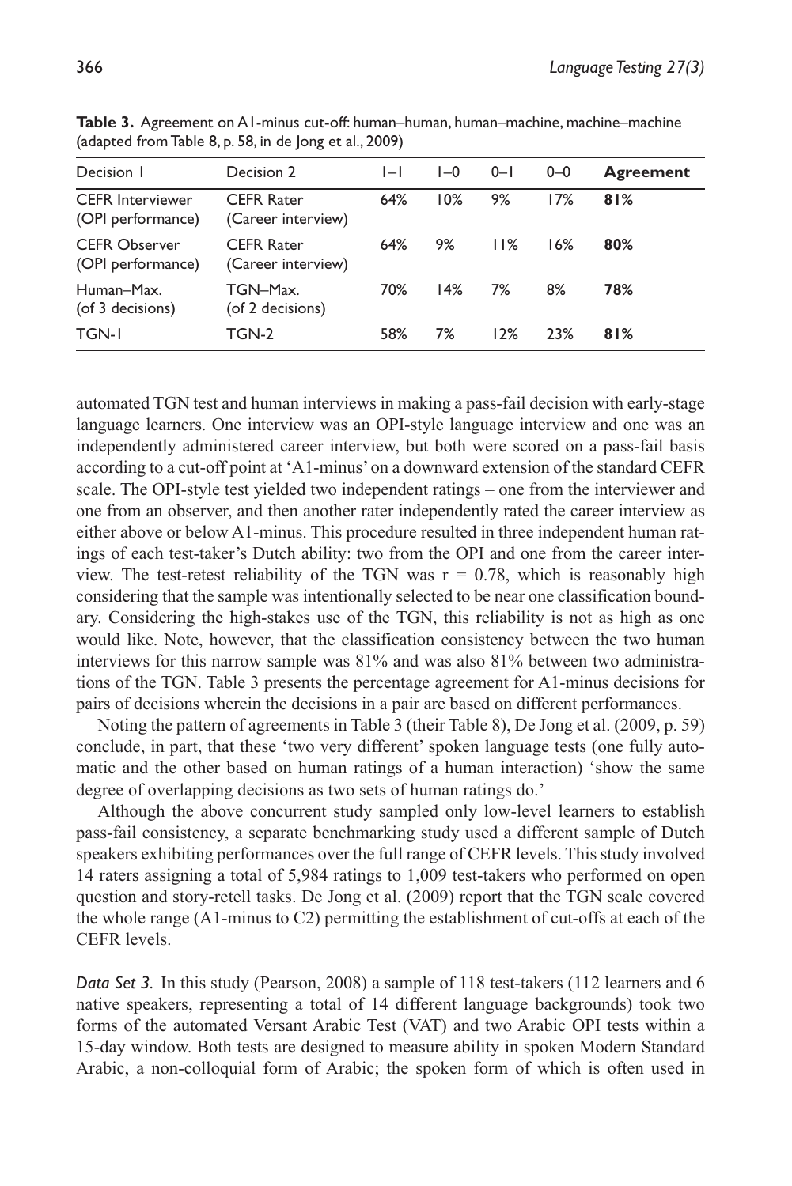**Table 3.** Agreement on A1-minus cut-off: human–human, human–machine, machine–machine (adapted from Table 8, p. 58, in de Jong et al., 2009)

| Decision 1 | Decision 2 | 1–1 | 1–0 | 0–1 | 0–0 | **Agreement** |
|---|---|---|---|---|---|---|
| CEFR Interviewer (OPI performance) | CEFR Rater (Career interview) | 64% | 10% | 9% | 17% | **81%** |
| CEFR Observer (OPI performance) | CEFR Rater (Career interview) | 64% | 9% | 11% | 16% | **80%** |
| Human–Max. (of 3 decisions) | TGN–Max. (of 2 decisions) | 70% | 14% | 7% | 8% | **78%** |
| TGN-1 | TGN-2 | 58% | 7% | 12% | 23% | **81%** |

automated TGN test and human interviews in making a pass-fail decision with early-stage language learners. One interview was an OPI-style language interview and one was an independently administered career interview, but both were scored on a pass-fail basis according to a cut-off point at 'A1-minus' on a downward extension of the standard CEFR scale. The OPI-style test yielded two independent ratings – one from the interviewer and one from an observer, and then another rater independently rated the career interview as either above or below A1-minus. This procedure resulted in three independent human ratings of each test-taker's Dutch ability: two from the OPI and one from the career interview. The test-retest reliability of the TGN was $r = 0.78$, which is reasonably high considering that the sample was intentionally selected to be near one classification boundary. Considering the high-stakes use of the TGN, this reliability is not as high as one would like. Note, however, that the classification consistency between the two human interviews for this narrow sample was 81% and was also 81% between two administrations of the TGN. Table 3 presents the percentage agreement for A1-minus decisions for pairs of decisions wherein the decisions in a pair are based on different performances.

Noting the pattern of agreements in Table 3 (their Table 8), De Jong et al. (2009, p. 59) conclude, in part, that these 'two very different' spoken language tests (one fully automatic and the other based on human ratings of a human interaction) 'show the same degree of overlapping decisions as two sets of human ratings do.'

Although the above concurrent study sampled only low-level learners to establish pass-fail consistency, a separate benchmarking study used a different sample of Dutch speakers exhibiting performances over the full range of CEFR levels. This study involved 14 raters assigning a total of 5,984 ratings to 1,009 test-takers who performed on open question and story-retell tasks. De Jong et al. (2009) report that the TGN scale covered the whole range (A1-minus to C2) permitting the establishment of cut-offs at each of the CEFR levels.

*Data Set 3.* In this study (Pearson, 2008) a sample of 118 test-takers (112 learners and 6 native speakers, representing a total of 14 different language backgrounds) took two forms of the automated Versant Arabic Test (VAT) and two Arabic OPI tests within a 15-day window. Both tests are designed to measure ability in spoken Modern Standard Arabic, a non-colloquial form of Arabic; the spoken form of which is often used in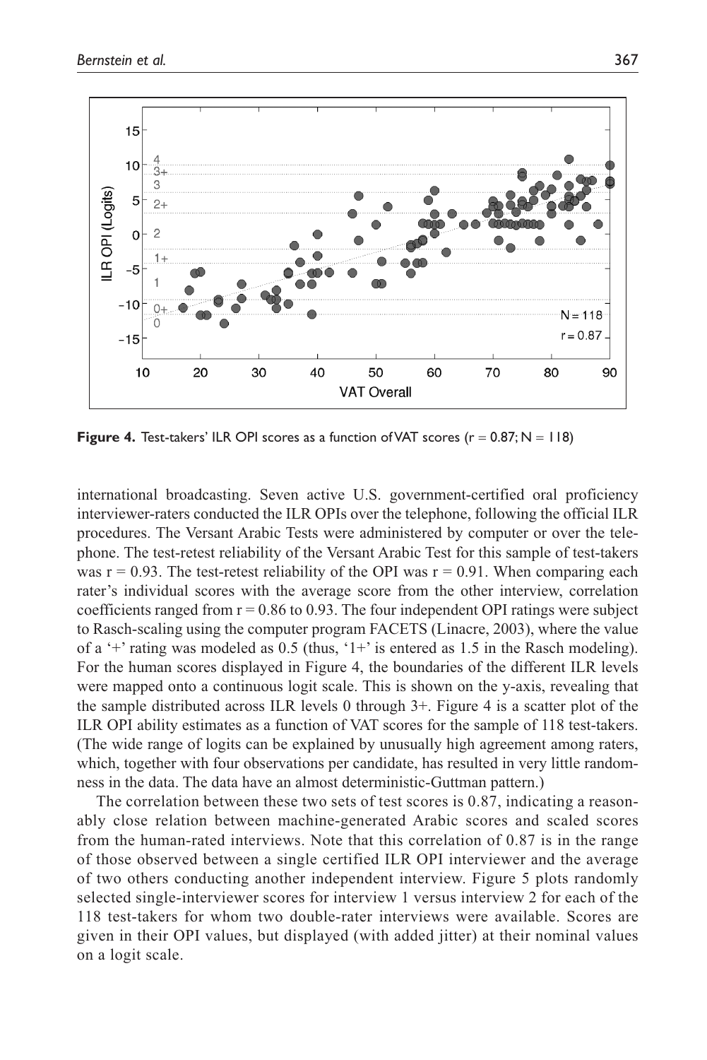**Figure 4.** Test-takers' ILR OPI scores as a function of VAT scores ($r = 0.87$; $N = 118$)

international broadcasting. Seven active U.S. government-certified oral proficiency interviewer-raters conducted the ILR OPIs over the telephone, following the official ILR procedures. The Versant Arabic Tests were administered by computer or over the telephone. The test-retest reliability of the Versant Arabic Test for this sample of test-takers was $r = 0.93$. The test-retest reliability of the OPI was $r = 0.91$. When comparing each rater's individual scores with the average score from the other interview, correlation coefficients ranged from $r = 0.86$ to 0.93. The four independent OPI ratings were subject to Rasch-scaling using the computer program FACETS (Linacre, 2003), where the value of a '+' rating was modeled as 0.5 (thus, '1+' is entered as 1.5 in the Rasch modeling). For the human scores displayed in Figure 4, the boundaries of the different ILR levels were mapped onto a continuous logit scale. This is shown on the y-axis, revealing that the sample distributed across ILR levels 0 through 3+. Figure 4 is a scatter plot of the ILR OPI ability estimates as a function of VAT scores for the sample of 118 test-takers. (The wide range of logits can be explained by unusually high agreement among raters, which, together with four observations per candidate, has resulted in very little randomness in the data. The data have an almost deterministic-Guttman pattern.)

The correlation between these two sets of test scores is 0.87, indicating a reasonably close relation between machine-generated Arabic scores and scaled scores from the human-rated interviews. Note that this correlation of 0.87 is in the range of those observed between a single certified ILR OPI interviewer and the average of two others conducting another independent interview. Figure 5 plots randomly selected single-interviewer scores for interview 1 versus interview 2 for each of the 118 test-takers for whom two double-rater interviews were available. Scores are given in their OPI values, but displayed (with added jitter) at their nominal values on a logit scale.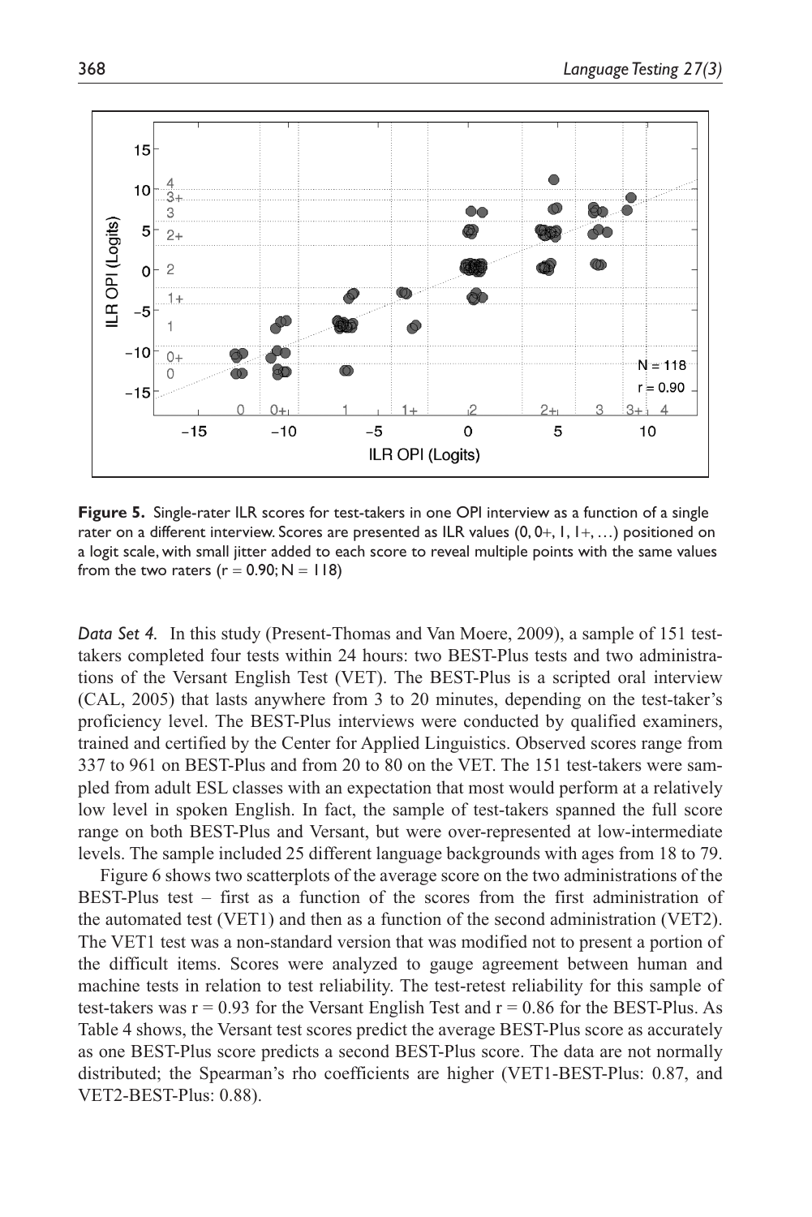**Figure 5.** Single-rater ILR scores for test-takers in one OPI interview as a function of a single rater on a different interview. Scores are presented as ILR values (0, 0+, 1, 1+, …) positioned on a logit scale, with small jitter added to each score to reveal multiple points with the same values from the two raters ($r = 0.90$; $N = 118$)

*Data Set 4.* In this study (Present-Thomas and Van Moere, 2009), a sample of 151 test-takers completed four tests within 24 hours: two BEST-Plus tests and two administrations of the Versant English Test (VET). The BEST-Plus is a scripted oral interview (CAL, 2005) that lasts anywhere from 3 to 20 minutes, depending on the test-taker's proficiency level. The BEST-Plus interviews were conducted by qualified examiners, trained and certified by the Center for Applied Linguistics. Observed scores range from 337 to 961 on BEST-Plus and from 20 to 80 on the VET. The 151 test-takers were sampled from adult ESL classes with an expectation that most would perform at a relatively low level in spoken English. In fact, the sample of test-takers spanned the full score range on both BEST-Plus and Versant, but were over-represented at low-intermediate levels. The sample included 25 different language backgrounds with ages from 18 to 79.

Figure 6 shows two scatterplots of the average score on the two administrations of the BEST-Plus test – first as a function of the scores from the first administration of the automated test (VET1) and then as a function of the second administration (VET2). The VET1 test was a non-standard version that was modified not to present a portion of the difficult items. Scores were analyzed to gauge agreement between human and machine tests in relation to test reliability. The test-retest reliability for this sample of test-takers was $r = 0.93$ for the Versant English Test and $r = 0.86$ for the BEST-Plus. As Table 4 shows, the Versant test scores predict the average BEST-Plus score as accurately as one BEST-Plus score predicts a second BEST-Plus score. The data are not normally distributed; the Spearman's rho coefficients are higher (VET1-BEST-Plus: 0.87, and VET2-BEST-Plus: 0.88).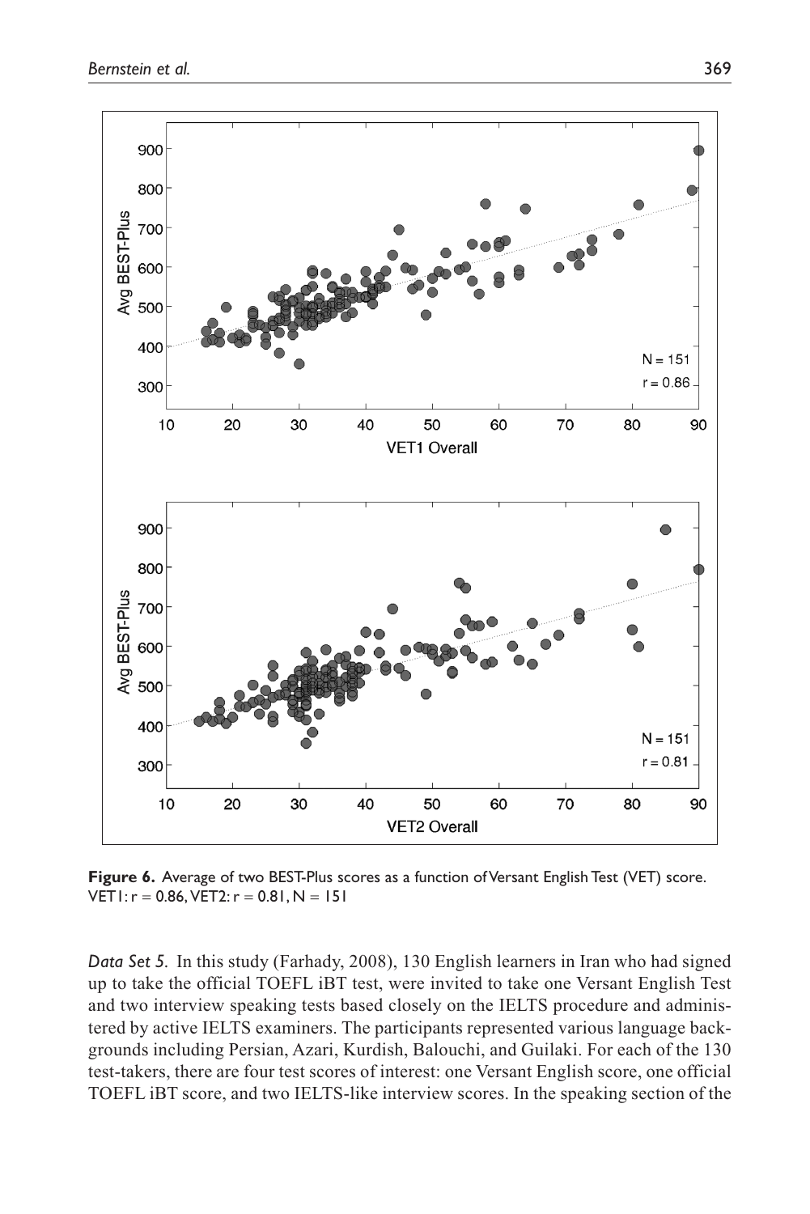**Figure 6.** Average of two BEST-Plus scores as a function of Versant English Test (VET) score. VET1: r = 0.86, VET2: r = 0.81, N = 151

*Data Set 5.* In this study (Farhady, 2008), 130 English learners in Iran who had signed up to take the official TOEFL iBT test, were invited to take one Versant English Test and two interview speaking tests based closely on the IELTS procedure and administered by active IELTS examiners. The participants represented various language backgrounds including Persian, Azari, Kurdish, Balouchi, and Guilaki. For each of the 130 test-takers, there are four test scores of interest: one Versant English score, one official TOEFL iBT score, and two IELTS-like interview scores. In the speaking section of the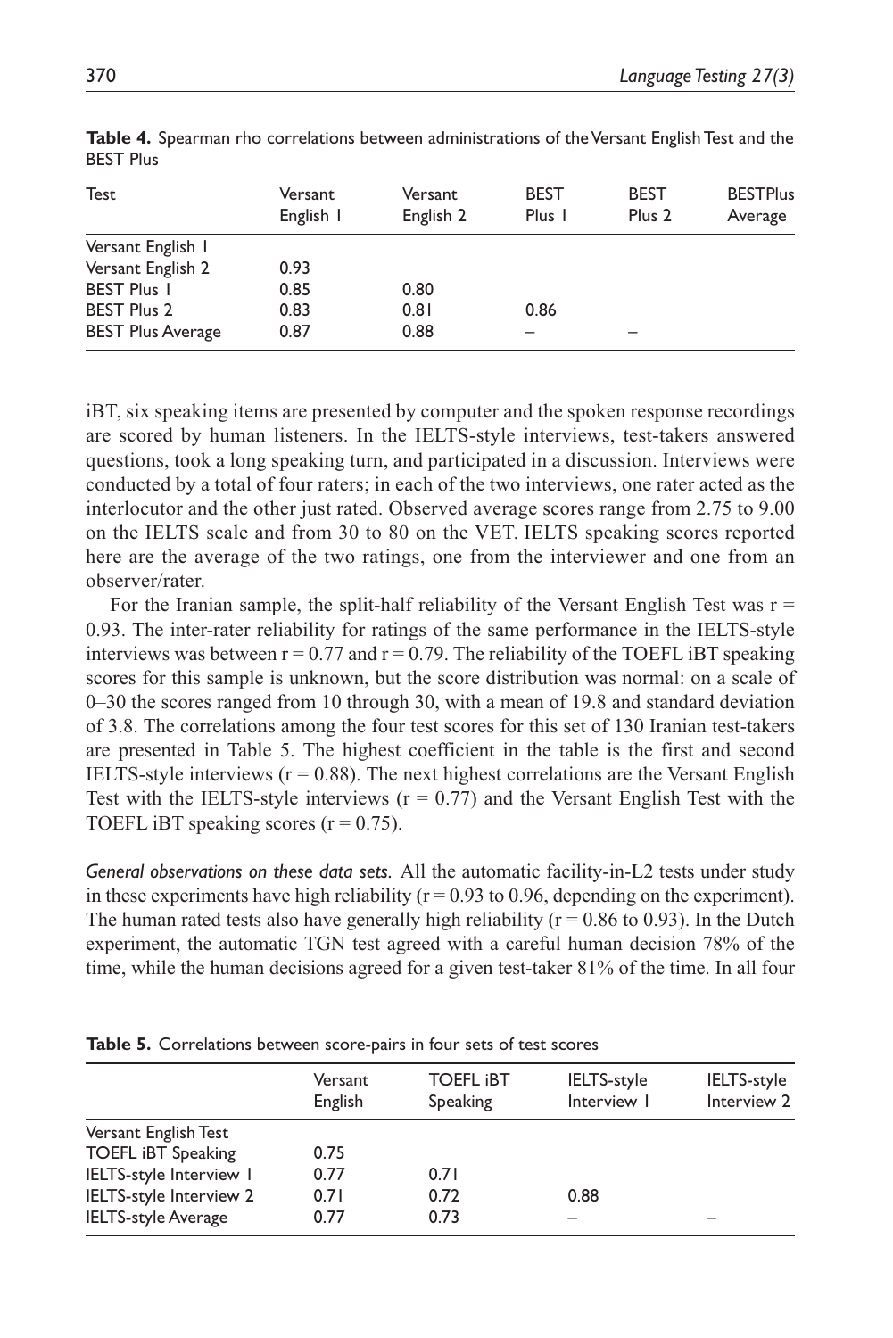**Table 4.** Spearman rho correlations between administrations of the Versant English Test and the BEST Plus

| Test | Versant English 1 | Versant English 2 | BEST Plus 1 | BEST Plus 2 | BESTPlus Average |
|---|---|---|---|---|---|
| Versant English 1 | | | | | |
| Versant English 2 | 0.93 | | | | |
| BEST Plus 1 | 0.85 | 0.80 | | | |
| BEST Plus 2 | 0.83 | 0.81 | 0.86 | | |
| BEST Plus Average | 0.87 | 0.88 | – | – | |

iBT, six speaking items are presented by computer and the spoken response recordings are scored by human listeners. In the IELTS-style interviews, test-takers answered questions, took a long speaking turn, and participated in a discussion. Interviews were conducted by a total of four raters; in each of the two interviews, one rater acted as the interlocutor and the other just rated. Observed average scores range from 2.75 to 9.00 on the IELTS scale and from 30 to 80 on the VET. IELTS speaking scores reported here are the average of the two ratings, one from the interviewer and one from an observer/rater.

For the Iranian sample, the split-half reliability of the Versant English Test was $r = 0.93$. The inter-rater reliability for ratings of the same performance in the IELTS-style interviews was between $r = 0.77$ and $r = 0.79$. The reliability of the TOEFL iBT speaking scores for this sample is unknown, but the score distribution was normal: on a scale of 0–30 the scores ranged from 10 through 30, with a mean of 19.8 and standard deviation of 3.8. The correlations among the four test scores for this set of 130 Iranian test-takers are presented in Table 5. The highest coefficient in the table is the first and second IELTS-style interviews ($r = 0.88$). The next highest correlations are the Versant English Test with the IELTS-style interviews ($r = 0.77$) and the Versant English Test with the TOEFL iBT speaking scores ($r = 0.75$).

*General observations on these data sets.* All the automatic facility-in-L2 tests under study in these experiments have high reliability ($r = 0.93$ to 0.96, depending on the experiment). The human rated tests also have generally high reliability ($r = 0.86$ to 0.93). In the Dutch experiment, the automatic TGN test agreed with a careful human decision 78% of the time, while the human decisions agreed for a given test-taker 81% of the time. In all four

**Table 5.** Correlations between score-pairs in four sets of test scores

| | Versant English | TOEFL iBT Speaking | IELTS-style Interview 1 | IELTS-style Interview 2 |
|---|---|---|---|---|
| Versant English Test | | | | |
| TOEFL iBT Speaking | 0.75 | | | |
| IELTS-style Interview 1 | 0.77 | 0.71 | | |
| IELTS-style Interview 2 | 0.71 | 0.72 | 0.88 | |
| IELTS-style Average | 0.77 | 0.73 | – | – |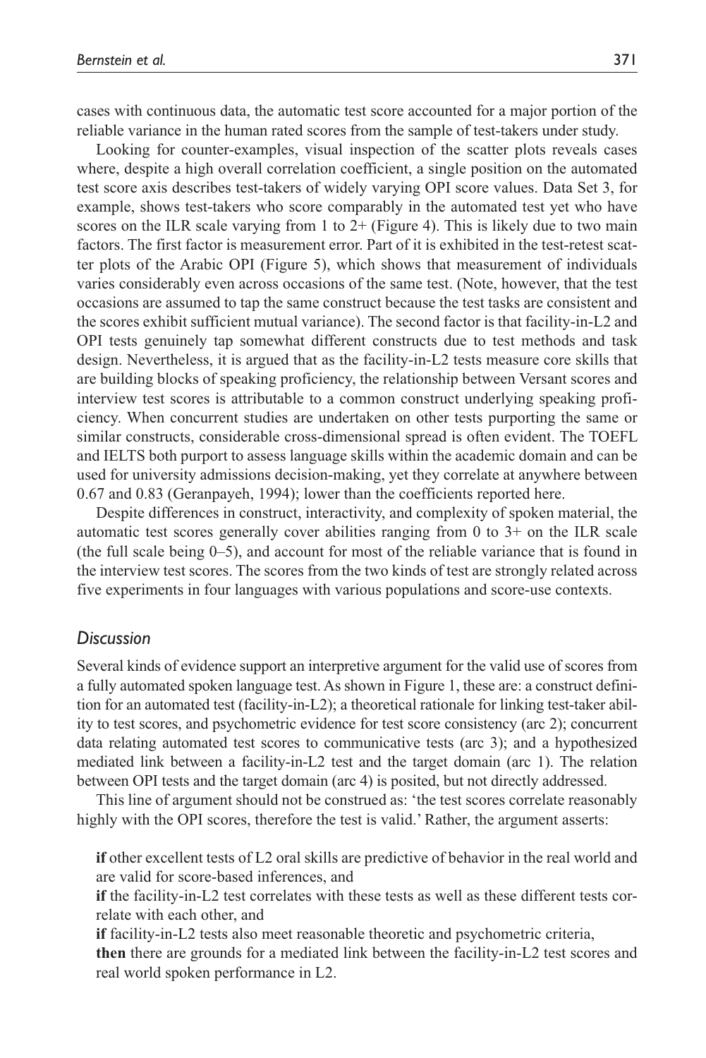cases with continuous data, the automatic test score accounted for a major portion of the reliable variance in the human rated scores from the sample of test-takers under study.

Looking for counter-examples, visual inspection of the scatter plots reveals cases where, despite a high overall correlation coefficient, a single position on the automated test score axis describes test-takers of widely varying OPI score values. Data Set 3, for example, shows test-takers who score comparably in the automated test yet who have scores on the ILR scale varying from 1 to 2+ (Figure 4). This is likely due to two main factors. The first factor is measurement error. Part of it is exhibited in the test-retest scatter plots of the Arabic OPI (Figure 5), which shows that measurement of individuals varies considerably even across occasions of the same test. (Note, however, that the test occasions are assumed to tap the same construct because the test tasks are consistent and the scores exhibit sufficient mutual variance). The second factor is that facility-in-L2 and OPI tests genuinely tap somewhat different constructs due to test methods and task design. Nevertheless, it is argued that as the facility-in-L2 tests measure core skills that are building blocks of speaking proficiency, the relationship between Versant scores and interview test scores is attributable to a common construct underlying speaking proficiency. When concurrent studies are undertaken on other tests purporting the same or similar constructs, considerable cross-dimensional spread is often evident. The TOEFL and IELTS both purport to assess language skills within the academic domain and can be used for university admissions decision-making, yet they correlate at anywhere between 0.67 and 0.83 (Geranpayeh, 1994); lower than the coefficients reported here.

Despite differences in construct, interactivity, and complexity of spoken material, the automatic test scores generally cover abilities ranging from 0 to 3+ on the ILR scale (the full scale being 0–5), and account for most of the reliable variance that is found in the interview test scores. The scores from the two kinds of test are strongly related across five experiments in four languages with various populations and score-use contexts.

## *Discussion*

Several kinds of evidence support an interpretive argument for the valid use of scores from a fully automated spoken language test. As shown in Figure 1, these are: a construct definition for an automated test (facility-in-L2); a theoretical rationale for linking test-taker ability to test scores, and psychometric evidence for test score consistency (arc 2); concurrent data relating automated test scores to communicative tests (arc 3); and a hypothesized mediated link between a facility-in-L2 test and the target domain (arc 1). The relation between OPI tests and the target domain (arc 4) is posited, but not directly addressed.

This line of argument should not be construed as: 'the test scores correlate reasonably highly with the OPI scores, therefore the test is valid.' Rather, the argument asserts:

> **if** other excellent tests of L2 oral skills are predictive of behavior in the real world and are valid for score-based inferences, and
>
> **if** the facility-in-L2 test correlates with these tests as well as these different tests correlate with each other, and
>
> **if** facility-in-L2 tests also meet reasonable theoretic and psychometric criteria,
>
> **then** there are grounds for a mediated link between the facility-in-L2 test scores and real world spoken performance in L2.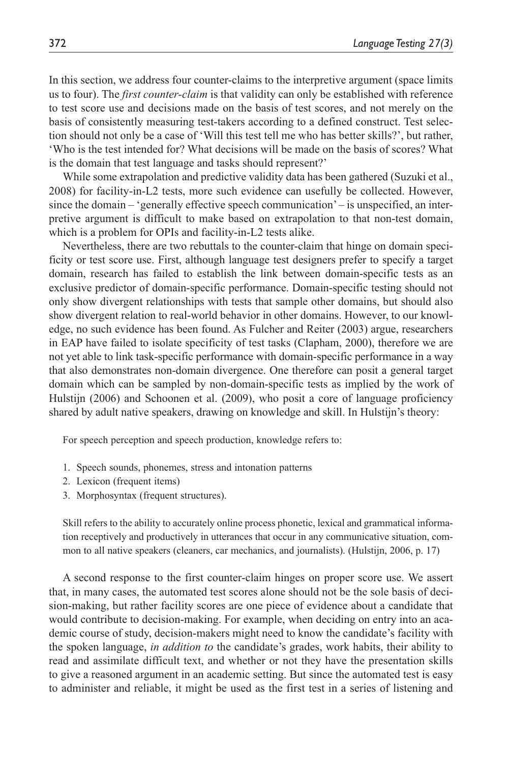In this section, we address four counter-claims to the interpretive argument (space limits us to four). The *first counter-claim* is that validity can only be established with reference to test score use and decisions made on the basis of test scores, and not merely on the basis of consistently measuring test-takers according to a defined construct. Test selection should not only be a case of 'Will this test tell me who has better skills?', but rather, 'Who is the test intended for? What decisions will be made on the basis of scores? What is the domain that test language and tasks should represent?'

While some extrapolation and predictive validity data has been gathered (Suzuki et al., 2008) for facility-in-L2 tests, more such evidence can usefully be collected. However, since the domain – 'generally effective speech communication' – is unspecified, an interpretive argument is difficult to make based on extrapolation to that non-test domain, which is a problem for OPIs and facility-in-L2 tests alike.

Nevertheless, there are two rebuttals to the counter-claim that hinge on domain specificity or test score use. First, although language test designers prefer to specify a target domain, research has failed to establish the link between domain-specific tests as an exclusive predictor of domain-specific performance. Domain-specific testing should not only show divergent relationships with tests that sample other domains, but should also show divergent relation to real-world behavior in other domains. However, to our knowledge, no such evidence has been found. As Fulcher and Reiter (2003) argue, researchers in EAP have failed to isolate specificity of test tasks (Clapham, 2000), therefore we are not yet able to link task-specific performance with domain-specific performance in a way that also demonstrates non-domain divergence. One therefore can posit a general target domain which can be sampled by non-domain-specific tests as implied by the work of Hulstijn (2006) and Schoonen et al. (2009), who posit a core of language proficiency shared by adult native speakers, drawing on knowledge and skill. In Hulstijn's theory:

> For speech perception and speech production, knowledge refers to:
>
> 1. Speech sounds, phonemes, stress and intonation patterns
> 2. Lexicon (frequent items)
> 3. Morphosyntax (frequent structures).
>
> Skill refers to the ability to accurately online process phonetic, lexical and grammatical information receptively and productively in utterances that occur in any communicative situation, common to all native speakers (cleaners, car mechanics, and journalists). (Hulstijn, 2006, p. 17)

A second response to the first counter-claim hinges on proper score use. We assert that, in many cases, the automated test scores alone should not be the sole basis of decision-making, but rather facility scores are one piece of evidence about a candidate that would contribute to decision-making. For example, when deciding on entry into an academic course of study, decision-makers might need to know the candidate's facility with the spoken language, *in addition to* the candidate's grades, work habits, their ability to read and assimilate difficult text, and whether or not they have the presentation skills to give a reasoned argument in an academic setting. But since the automated test is easy to administer and reliable, it might be used as the first test in a series of listening and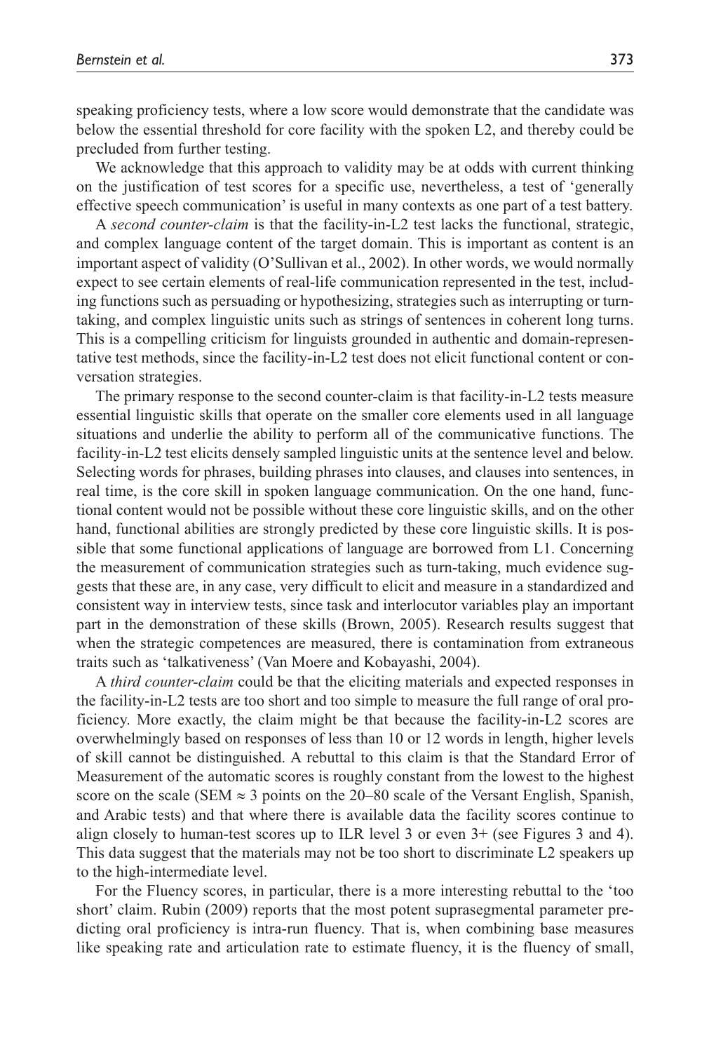speaking proficiency tests, where a low score would demonstrate that the candidate was below the essential threshold for core facility with the spoken L2, and thereby could be precluded from further testing.

We acknowledge that this approach to validity may be at odds with current thinking on the justification of test scores for a specific use, nevertheless, a test of 'generally effective speech communication' is useful in many contexts as one part of a test battery.

A *second counter-claim* is that the facility-in-L2 test lacks the functional, strategic, and complex language content of the target domain. This is important as content is an important aspect of validity (O'Sullivan et al., 2002). In other words, we would normally expect to see certain elements of real-life communication represented in the test, including functions such as persuading or hypothesizing, strategies such as interrupting or turn-taking, and complex linguistic units such as strings of sentences in coherent long turns. This is a compelling criticism for linguists grounded in authentic and domain-representative test methods, since the facility-in-L2 test does not elicit functional content or conversation strategies.

The primary response to the second counter-claim is that facility-in-L2 tests measure essential linguistic skills that operate on the smaller core elements used in all language situations and underlie the ability to perform all of the communicative functions. The facility-in-L2 test elicits densely sampled linguistic units at the sentence level and below. Selecting words for phrases, building phrases into clauses, and clauses into sentences, in real time, is the core skill in spoken language communication. On the one hand, functional content would not be possible without these core linguistic skills, and on the other hand, functional abilities are strongly predicted by these core linguistic skills. It is possible that some functional applications of language are borrowed from L1. Concerning the measurement of communication strategies such as turn-taking, much evidence suggests that these are, in any case, very difficult to elicit and measure in a standardized and consistent way in interview tests, since task and interlocutor variables play an important part in the demonstration of these skills (Brown, 2005). Research results suggest that when the strategic competences are measured, there is contamination from extraneous traits such as 'talkativeness' (Van Moere and Kobayashi, 2004).

A *third counter-claim* could be that the eliciting materials and expected responses in the facility-in-L2 tests are too short and too simple to measure the full range of oral proficiency. More exactly, the claim might be that because the facility-in-L2 scores are overwhelmingly based on responses of less than 10 or 12 words in length, higher levels of skill cannot be distinguished. A rebuttal to this claim is that the Standard Error of Measurement of the automatic scores is roughly constant from the lowest to the highest score on the scale (SEM $\approx$ 3 points on the 20–80 scale of the Versant English, Spanish, and Arabic tests) and that where there is available data the facility scores continue to align closely to human-test scores up to ILR level 3 or even 3+ (see Figures 3 and 4). This data suggest that the materials may not be too short to discriminate L2 speakers up to the high-intermediate level.

For the Fluency scores, in particular, there is a more interesting rebuttal to the 'too short' claim. Rubin (2009) reports that the most potent suprasegmental parameter predicting oral proficiency is intra-run fluency. That is, when combining base measures like speaking rate and articulation rate to estimate fluency, it is the fluency of small,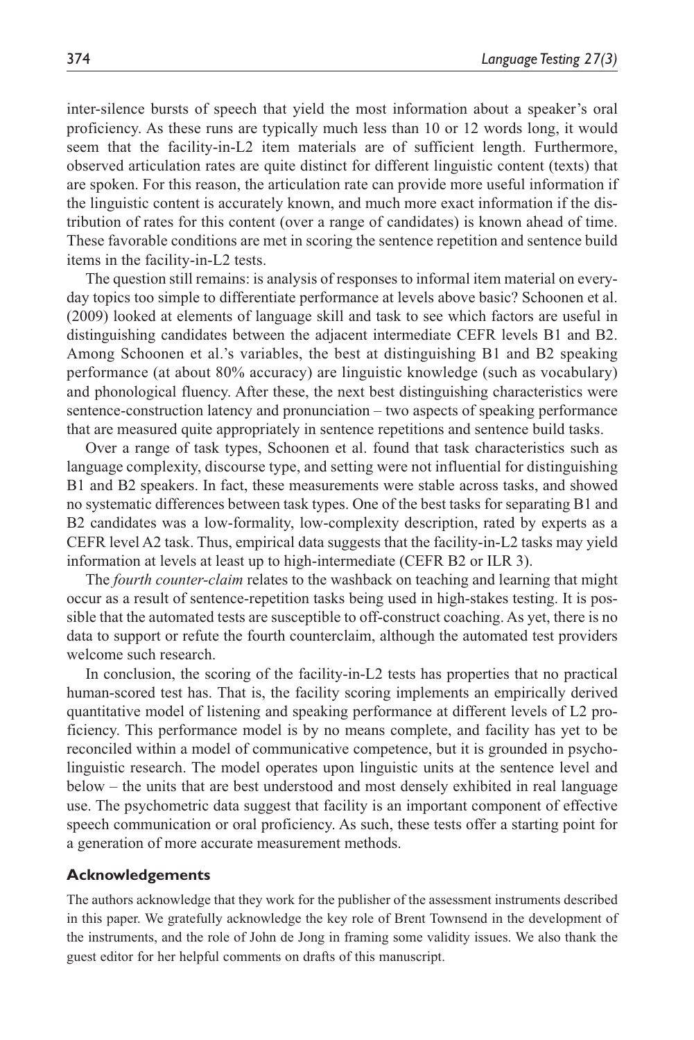inter-silence bursts of speech that yield the most information about a speaker's oral proficiency. As these runs are typically much less than 10 or 12 words long, it would seem that the facility-in-L2 item materials are of sufficient length. Furthermore, observed articulation rates are quite distinct for different linguistic content (texts) that are spoken. For this reason, the articulation rate can provide more useful information if the linguistic content is accurately known, and much more exact information if the distribution of rates for this content (over a range of candidates) is known ahead of time. These favorable conditions are met in scoring the sentence repetition and sentence build items in the facility-in-L2 tests.

The question still remains: is analysis of responses to informal item material on everyday topics too simple to differentiate performance at levels above basic? Schoonen et al. (2009) looked at elements of language skill and task to see which factors are useful in distinguishing candidates between the adjacent intermediate CEFR levels B1 and B2. Among Schoonen et al.'s variables, the best at distinguishing B1 and B2 speaking performance (at about 80% accuracy) are linguistic knowledge (such as vocabulary) and phonological fluency. After these, the next best distinguishing characteristics were sentence-construction latency and pronunciation – two aspects of speaking performance that are measured quite appropriately in sentence repetitions and sentence build tasks.

Over a range of task types, Schoonen et al. found that task characteristics such as language complexity, discourse type, and setting were not influential for distinguishing B1 and B2 speakers. In fact, these measurements were stable across tasks, and showed no systematic differences between task types. One of the best tasks for separating B1 and B2 candidates was a low-formality, low-complexity description, rated by experts as a CEFR level A2 task. Thus, empirical data suggests that the facility-in-L2 tasks may yield information at levels at least up to high-intermediate (CEFR B2 or ILR 3).

The *fourth counter-claim* relates to the washback on teaching and learning that might occur as a result of sentence-repetition tasks being used in high-stakes testing. It is possible that the automated tests are susceptible to off-construct coaching. As yet, there is no data to support or refute the fourth counterclaim, although the automated test providers welcome such research.

In conclusion, the scoring of the facility-in-L2 tests has properties that no practical human-scored test has. That is, the facility scoring implements an empirically derived quantitative model of listening and speaking performance at different levels of L2 proficiency. This performance model is by no means complete, and facility has yet to be reconciled within a model of communicative competence, but it is grounded in psycholinguistic research. The model operates upon linguistic units at the sentence level and below – the units that are best understood and most densely exhibited in real language use. The psychometric data suggest that facility is an important component of effective speech communication or oral proficiency. As such, these tests offer a starting point for a generation of more accurate measurement methods.

## Acknowledgements

The authors acknowledge that they work for the publisher of the assessment instruments described in this paper. We gratefully acknowledge the key role of Brent Townsend in the development of the instruments, and the role of John de Jong in framing some validity issues. We also thank the guest editor for her helpful comments on drafts of this manuscript.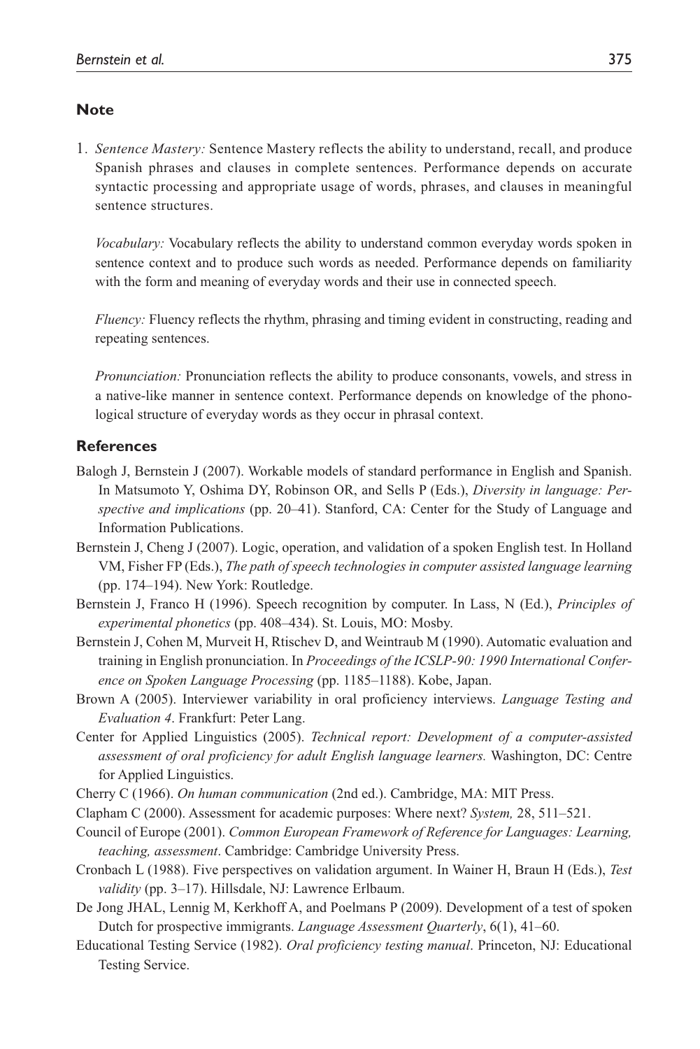## Note

1. *Sentence Mastery:* Sentence Mastery reflects the ability to understand, recall, and produce Spanish phrases and clauses in complete sentences. Performance depends on accurate syntactic processing and appropriate usage of words, phrases, and clauses in meaningful sentence structures.

   *Vocabulary:* Vocabulary reflects the ability to understand common everyday words spoken in sentence context and to produce such words as needed. Performance depends on familiarity with the form and meaning of everyday words and their use in connected speech.

   *Fluency:* Fluency reflects the rhythm, phrasing and timing evident in constructing, reading and repeating sentences.

   *Pronunciation:* Pronunciation reflects the ability to produce consonants, vowels, and stress in a native-like manner in sentence context. Performance depends on knowledge of the phonological structure of everyday words as they occur in phrasal context.

## References

Balogh J, Bernstein J (2007). Workable models of standard performance in English and Spanish. In Matsumoto Y, Oshima DY, Robinson OR, and Sells P (Eds.), *Diversity in language: Perspective and implications* (pp. 20–41). Stanford, CA: Center for the Study of Language and Information Publications.

Bernstein J, Cheng J (2007). Logic, operation, and validation of a spoken English test. In Holland VM, Fisher FP (Eds.), *The path of speech technologies in computer assisted language learning* (pp. 174–194). New York: Routledge.

Bernstein J, Franco H (1996). Speech recognition by computer. In Lass, N (Ed.), *Principles of experimental phonetics* (pp. 408–434). St. Louis, MO: Mosby.

Bernstein J, Cohen M, Murveit H, Rtischev D, and Weintraub M (1990). Automatic evaluation and training in English pronunciation. In *Proceedings of the ICSLP-90: 1990 International Conference on Spoken Language Processing* (pp. 1185–1188). Kobe, Japan.

Brown A (2005). Interviewer variability in oral proficiency interviews. *Language Testing and Evaluation 4*. Frankfurt: Peter Lang.

Center for Applied Linguistics (2005). *Technical report: Development of a computer-assisted assessment of oral proficiency for adult English language learners.* Washington, DC: Centre for Applied Linguistics.

Cherry C (1966). *On human communication* (2nd ed.). Cambridge, MA: MIT Press.

Clapham C (2000). Assessment for academic purposes: Where next? *System,* 28, 511–521.

Council of Europe (2001). *Common European Framework of Reference for Languages: Learning, teaching, assessment*. Cambridge: Cambridge University Press.

Cronbach L (1988). Five perspectives on validation argument. In Wainer H, Braun H (Eds.), *Test validity* (pp. 3–17). Hillsdale, NJ: Lawrence Erlbaum.

De Jong JHAL, Lennig M, Kerkhoff A, and Poelmans P (2009). Development of a test of spoken Dutch for prospective immigrants. *Language Assessment Quarterly*, 6(1), 41–60.

Educational Testing Service (1982). *Oral proficiency testing manual*. Princeton, NJ: Educational Testing Service.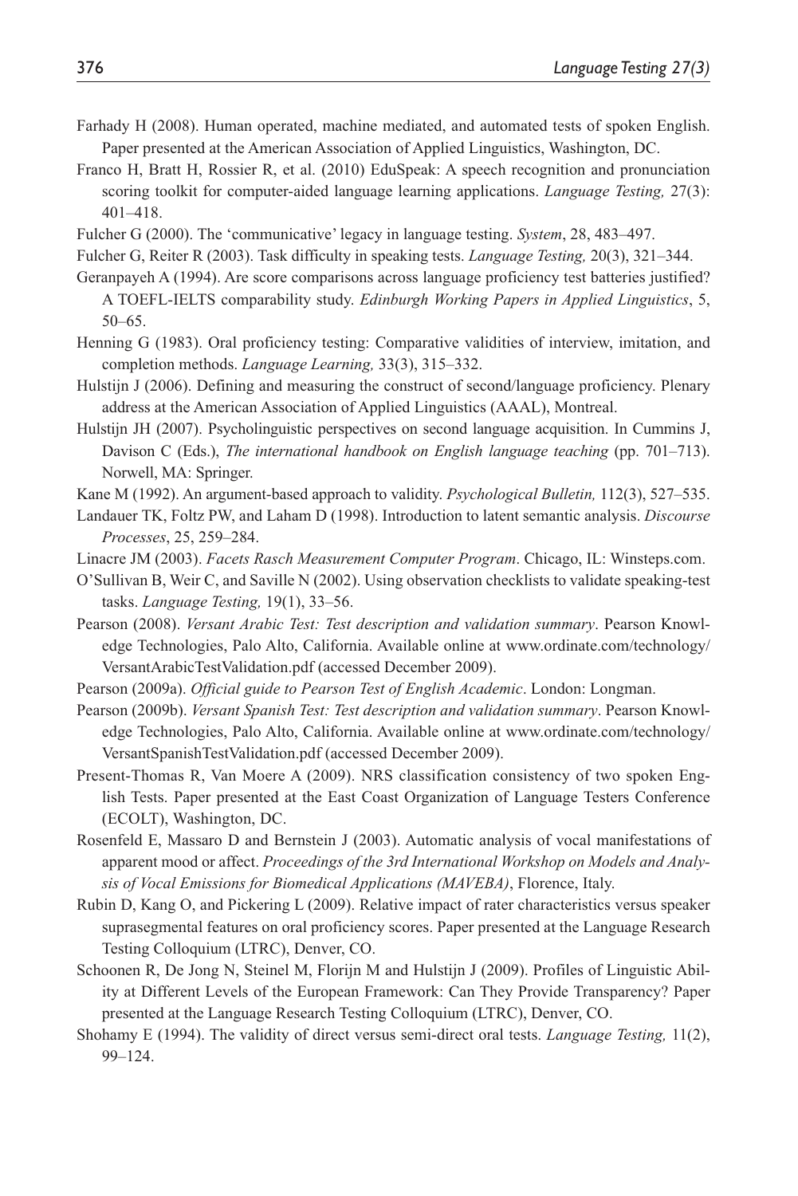Farhady H (2008). Human operated, machine mediated, and automated tests of spoken English. Paper presented at the American Association of Applied Linguistics, Washington, DC.

Franco H, Bratt H, Rossier R, et al. (2010) EduSpeak: A speech recognition and pronunciation scoring toolkit for computer-aided language learning applications. *Language Testing,* 27(3): 401–418.

Fulcher G (2000). The 'communicative' legacy in language testing. *System*, 28, 483–497.

Fulcher G, Reiter R (2003). Task difficulty in speaking tests. *Language Testing,* 20(3), 321–344.

Geranpayeh A (1994). Are score comparisons across language proficiency test batteries justified? A TOEFL-IELTS comparability study. *Edinburgh Working Papers in Applied Linguistics*, 5, 50–65.

Henning G (1983). Oral proficiency testing: Comparative validities of interview, imitation, and completion methods. *Language Learning,* 33(3), 315–332.

Hulstijn J (2006). Defining and measuring the construct of second/language proficiency. Plenary address at the American Association of Applied Linguistics (AAAL), Montreal.

Hulstijn JH (2007). Psycholinguistic perspectives on second language acquisition. In Cummins J, Davison C (Eds.), *The international handbook on English language teaching* (pp. 701–713). Norwell, MA: Springer.

Kane M (1992). An argument-based approach to validity. *Psychological Bulletin,* 112(3), 527–535.

Landauer TK, Foltz PW, and Laham D (1998). Introduction to latent semantic analysis. *Discourse Processes*, 25, 259–284.

Linacre JM (2003). *Facets Rasch Measurement Computer Program*. Chicago, IL: Winsteps.com.

O'Sullivan B, Weir C, and Saville N (2002). Using observation checklists to validate speaking-test tasks. *Language Testing,* 19(1), 33–56.

Pearson (2008). *Versant Arabic Test: Test description and validation summary*. Pearson Knowledge Technologies, Palo Alto, California. Available online at www.ordinate.com/technology/VersantArabicTestValidation.pdf (accessed December 2009).

Pearson (2009a). *Official guide to Pearson Test of English Academic*. London: Longman.

Pearson (2009b). *Versant Spanish Test: Test description and validation summary*. Pearson Knowledge Technologies, Palo Alto, California. Available online at www.ordinate.com/technology/VersantSpanishTestValidation.pdf (accessed December 2009).

Present-Thomas R, Van Moere A (2009). NRS classification consistency of two spoken English Tests. Paper presented at the East Coast Organization of Language Testers Conference (ECOLT), Washington, DC.

Rosenfeld E, Massaro D and Bernstein J (2003). Automatic analysis of vocal manifestations of apparent mood or affect. *Proceedings of the 3rd International Workshop on Models and Analysis of Vocal Emissions for Biomedical Applications (MAVEBA)*, Florence, Italy.

Rubin D, Kang O, and Pickering L (2009). Relative impact of rater characteristics versus speaker suprasegmental features on oral proficiency scores. Paper presented at the Language Research Testing Colloquium (LTRC), Denver, CO.

Schoonen R, De Jong N, Steinel M, Florijn M and Hulstijn J (2009). Profiles of Linguistic Ability at Different Levels of the European Framework: Can They Provide Transparency? Paper presented at the Language Research Testing Colloquium (LTRC), Denver, CO.

Shohamy E (1994). The validity of direct versus semi-direct oral tests. *Language Testing,* 11(2), 99–124.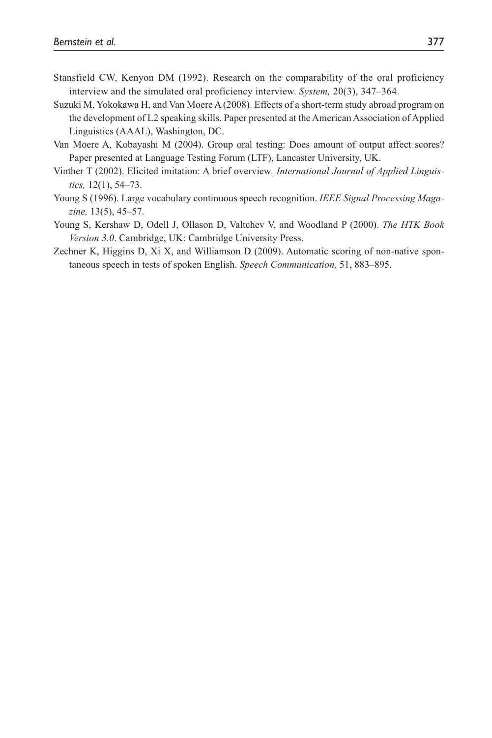Stansfield CW, Kenyon DM (1992). Research on the comparability of the oral proficiency interview and the simulated oral proficiency interview. *System,* 20(3), 347–364.

Suzuki M, Yokokawa H, and Van Moere A (2008). Effects of a short-term study abroad program on the development of L2 speaking skills. Paper presented at the American Association of Applied Linguistics (AAAL), Washington, DC.

Van Moere A, Kobayashi M (2004). Group oral testing: Does amount of output affect scores? Paper presented at Language Testing Forum (LTF), Lancaster University, UK.

Vinther T (2002). Elicited imitation: A brief overview. *International Journal of Applied Linguistics,* 12(1), 54–73.

Young S (1996). Large vocabulary continuous speech recognition. *IEEE Signal Processing Magazine,* 13(5), 45–57.

Young S, Kershaw D, Odell J, Ollason D, Valtchev V, and Woodland P (2000). *The HTK Book Version 3.0*. Cambridge, UK: Cambridge University Press.

Zechner K, Higgins D, Xi X, and Williamson D (2009). Automatic scoring of non-native spontaneous speech in tests of spoken English. *Speech Communication,* 51, 883–895.